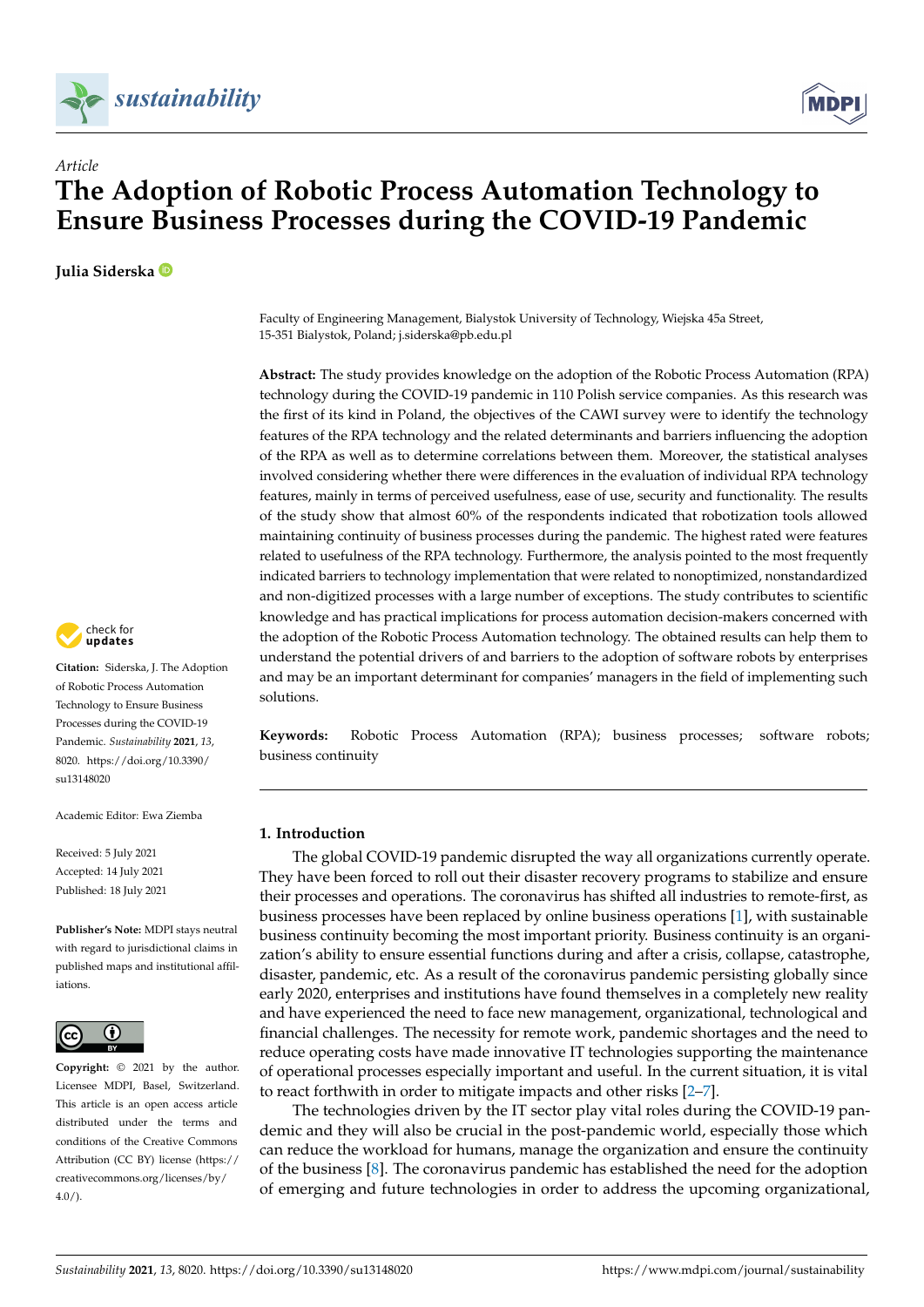*Article*

# The Adoption of Robotic Process Automation Technology to Ensure Business Processes during the COVID-19 Pandemic

**Julia Siderska**

Faculty of Engineering Management, Bialystok University of Technology, Wiejska 45a Street, 15-351 Bialystok, Poland; j.siderska@pb.edu.pl

**Abstract:** The study provides knowledge on the adoption of the Robotic Process Automation (RPA) technology during the COVID-19 pandemic in 110 Polish service companies. As this research was the first of its kind in Poland, the objectives of the CAWI survey were to identify the technology features of the RPA technology and the related determinants and barriers influencing the adoption of the RPA as well as to determine correlations between them. Moreover, the statistical analyses involved considering whether there were differences in the evaluation of individual RPA technology features, mainly in terms of perceived usefulness, ease of use, security and functionality. The results of the study show that almost 60% of the respondents indicated that robotization tools allowed maintaining continuity of business processes during the pandemic. The highest rated were features related to usefulness of the RPA technology. Furthermore, the analysis pointed to the most frequently indicated barriers to technology implementation that were related to nonoptimized, nonstandardized and non-digitized processes with a large number of exceptions. The study contributes to scientific knowledge and has practical implications for process automation decision-makers concerned with the adoption of the Robotic Process Automation technology. The obtained results can help them to understand the potential drivers of and barriers to the adoption of software robots by enterprises and may be an important determinant for companies' managers in the field of implementing such solutions.

**Keywords:** Robotic Process Automation (RPA); business processes; software robots; business continuity

**Citation:** Siderska, J. The Adoption of Robotic Process Automation Technology to Ensure Business Processes during the COVID-19 Pandemic. *Sustainability* **2021**, *13*, 8020. https://doi.org/10.3390/su13148020

Academic Editor: Ewa Ziemba

Received: 5 July 2021
Accepted: 14 July 2021
Published: 18 July 2021

**Publisher's Note:** MDPI stays neutral with regard to jurisdictional claims in published maps and institutional affiliations.

**Copyright:** © 2021 by the author. Licensee MDPI, Basel, Switzerland. This article is an open access article distributed under the terms and conditions of the Creative Commons Attribution (CC BY) license (https://creativecommons.org/licenses/by/4.0/).

## 1. Introduction

The global COVID-19 pandemic disrupted the way all organizations currently operate. They have been forced to roll out their disaster recovery programs to stabilize and ensure their processes and operations. The coronavirus has shifted all industries to remote-first, as business processes have been replaced by online business operations [1], with sustainable business continuity becoming the most important priority. Business continuity is an organization's ability to ensure essential functions during and after a crisis, collapse, catastrophe, disaster, pandemic, etc. As a result of the coronavirus pandemic persisting globally since early 2020, enterprises and institutions have found themselves in a completely new reality and have experienced the need to face new management, organizational, technological and financial challenges. The necessity for remote work, pandemic shortages and the need to reduce operating costs have made innovative IT technologies supporting the maintenance of operational processes especially important and useful. In the current situation, it is vital to react forthwith in order to mitigate impacts and other risks [2–7].

The technologies driven by the IT sector play vital roles during the COVID-19 pandemic and they will also be crucial in the post-pandemic world, especially those which can reduce the workload for humans, manage the organization and ensure the continuity of the business [8]. The coronavirus pandemic has established the need for the adoption of emerging and future technologies in order to address the upcoming organizational,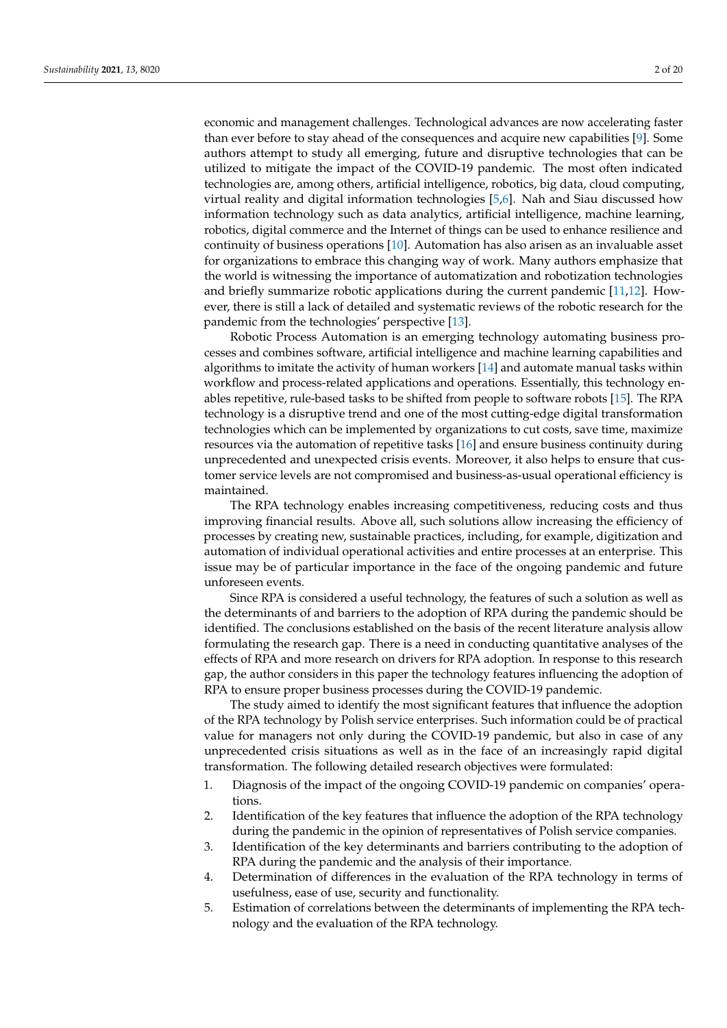economic and management challenges. Technological advances are now accelerating faster than ever before to stay ahead of the consequences and acquire new capabilities [9]. Some authors attempt to study all emerging, future and disruptive technologies that can be utilized to mitigate the impact of the COVID-19 pandemic. The most often indicated technologies are, among others, artificial intelligence, robotics, big data, cloud computing, virtual reality and digital information technologies [5,6]. Nah and Siau discussed how information technology such as data analytics, artificial intelligence, machine learning, robotics, digital commerce and the Internet of things can be used to enhance resilience and continuity of business operations [10]. Automation has also arisen as an invaluable asset for organizations to embrace this changing way of work. Many authors emphasize that the world is witnessing the importance of automatization and robotization technologies and briefly summarize robotic applications during the current pandemic [11,12]. However, there is still a lack of detailed and systematic reviews of the robotic research for the pandemic from the technologies' perspective [13].

Robotic Process Automation is an emerging technology automating business processes and combines software, artificial intelligence and machine learning capabilities and algorithms to imitate the activity of human workers [14] and automate manual tasks within workflow and process-related applications and operations. Essentially, this technology enables repetitive, rule-based tasks to be shifted from people to software robots [15]. The RPA technology is a disruptive trend and one of the most cutting-edge digital transformation technologies which can be implemented by organizations to cut costs, save time, maximize resources via the automation of repetitive tasks [16] and ensure business continuity during unprecedented and unexpected crisis events. Moreover, it also helps to ensure that customer service levels are not compromised and business-as-usual operational efficiency is maintained.

The RPA technology enables increasing competitiveness, reducing costs and thus improving financial results. Above all, such solutions allow increasing the efficiency of processes by creating new, sustainable practices, including, for example, digitization and automation of individual operational activities and entire processes at an enterprise. This issue may be of particular importance in the face of the ongoing pandemic and future unforeseen events.

Since RPA is considered a useful technology, the features of such a solution as well as the determinants of and barriers to the adoption of RPA during the pandemic should be identified. The conclusions established on the basis of the recent literature analysis allow formulating the research gap. There is a need in conducting quantitative analyses of the effects of RPA and more research on drivers for RPA adoption. In response to this research gap, the author considers in this paper the technology features influencing the adoption of RPA to ensure proper business processes during the COVID-19 pandemic.

The study aimed to identify the most significant features that influence the adoption of the RPA technology by Polish service enterprises. Such information could be of practical value for managers not only during the COVID-19 pandemic, but also in case of any unprecedented crisis situations as well as in the face of an increasingly rapid digital transformation. The following detailed research objectives were formulated:

1. Diagnosis of the impact of the ongoing COVID-19 pandemic on companies' operations.
2. Identification of the key features that influence the adoption of the RPA technology during the pandemic in the opinion of representatives of Polish service companies.
3. Identification of the key determinants and barriers contributing to the adoption of RPA during the pandemic and the analysis of their importance.
4. Determination of differences in the evaluation of the RPA technology in terms of usefulness, ease of use, security and functionality.
5. Estimation of correlations between the determinants of implementing the RPA technology and the evaluation of the RPA technology.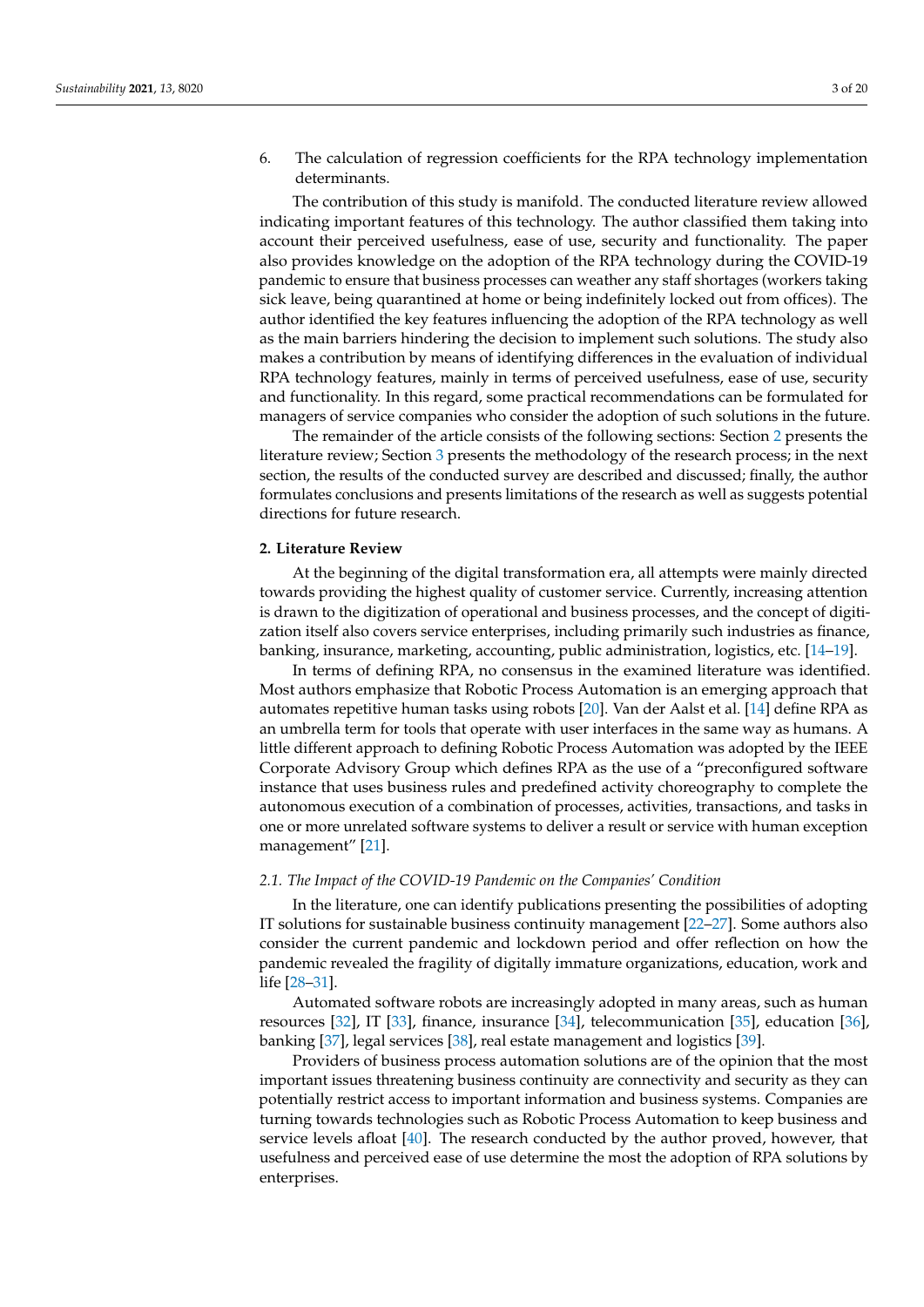6. The calculation of regression coefficients for the RPA technology implementation determinants.

The contribution of this study is manifold. The conducted literature review allowed indicating important features of this technology. The author classified them taking into account their perceived usefulness, ease of use, security and functionality. The paper also provides knowledge on the adoption of the RPA technology during the COVID-19 pandemic to ensure that business processes can weather any staff shortages (workers taking sick leave, being quarantined at home or being indefinitely locked out from offices). The author identified the key features influencing the adoption of the RPA technology as well as the main barriers hindering the decision to implement such solutions. The study also makes a contribution by means of identifying differences in the evaluation of individual RPA technology features, mainly in terms of perceived usefulness, ease of use, security and functionality. In this regard, some practical recommendations can be formulated for managers of service companies who consider the adoption of such solutions in the future.

The remainder of the article consists of the following sections: Section 2 presents the literature review; Section 3 presents the methodology of the research process; in the next section, the results of the conducted survey are described and discussed; finally, the author formulates conclusions and presents limitations of the research as well as suggests potential directions for future research.

## 2. Literature Review

At the beginning of the digital transformation era, all attempts were mainly directed towards providing the highest quality of customer service. Currently, increasing attention is drawn to the digitization of operational and business processes, and the concept of digitization itself also covers service enterprises, including primarily such industries as finance, banking, insurance, marketing, accounting, public administration, logistics, etc. [14–19].

In terms of defining RPA, no consensus in the examined literature was identified. Most authors emphasize that Robotic Process Automation is an emerging approach that automates repetitive human tasks using robots [20]. Van der Aalst et al. [14] define RPA as an umbrella term for tools that operate with user interfaces in the same way as humans. A little different approach to defining Robotic Process Automation was adopted by the IEEE Corporate Advisory Group which defines RPA as the use of a "preconfigured software instance that uses business rules and predefined activity choreography to complete the autonomous execution of a combination of processes, activities, transactions, and tasks in one or more unrelated software systems to deliver a result or service with human exception management" [21].

### *2.1. The Impact of the COVID-19 Pandemic on the Companies' Condition*

In the literature, one can identify publications presenting the possibilities of adopting IT solutions for sustainable business continuity management [22–27]. Some authors also consider the current pandemic and lockdown period and offer reflection on how the pandemic revealed the fragility of digitally immature organizations, education, work and life [28–31].

Automated software robots are increasingly adopted in many areas, such as human resources [32], IT [33], finance, insurance [34], telecommunication [35], education [36], banking [37], legal services [38], real estate management and logistics [39].

Providers of business process automation solutions are of the opinion that the most important issues threatening business continuity are connectivity and security as they can potentially restrict access to important information and business systems. Companies are turning towards technologies such as Robotic Process Automation to keep business and service levels afloat [40]. The research conducted by the author proved, however, that usefulness and perceived ease of use determine the most the adoption of RPA solutions by enterprises.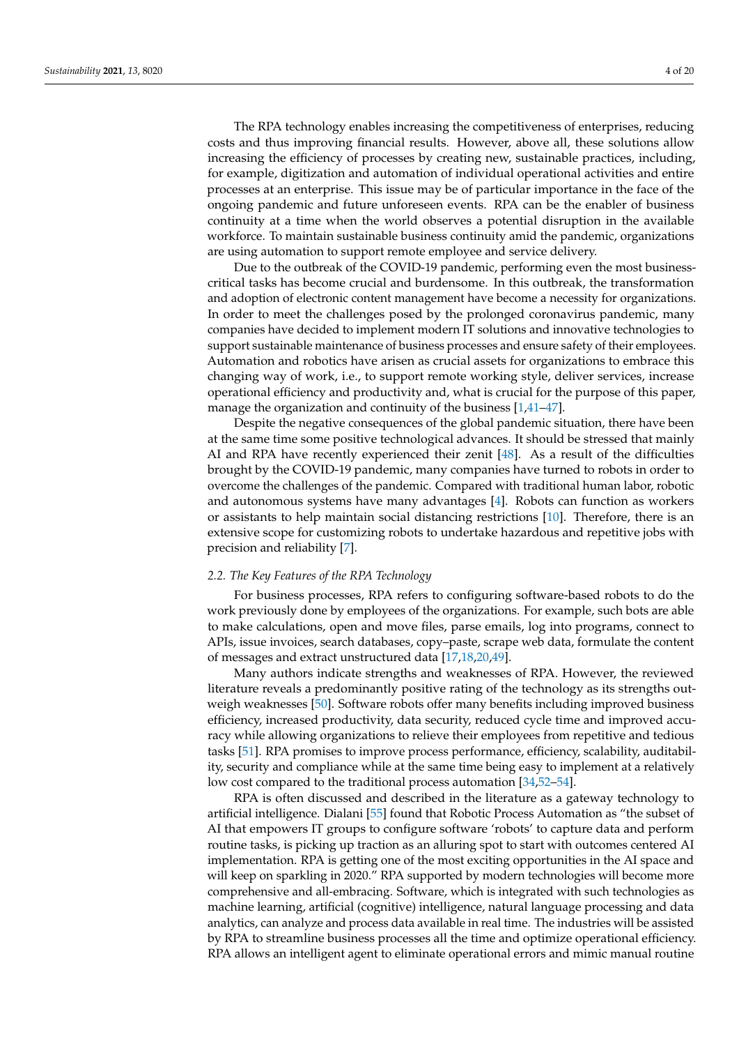The RPA technology enables increasing the competitiveness of enterprises, reducing costs and thus improving financial results. However, above all, these solutions allow increasing the efficiency of processes by creating new, sustainable practices, including, for example, digitization and automation of individual operational activities and entire processes at an enterprise. This issue may be of particular importance in the face of the ongoing pandemic and future unforeseen events. RPA can be the enabler of business continuity at a time when the world observes a potential disruption in the available workforce. To maintain sustainable business continuity amid the pandemic, organizations are using automation to support remote employee and service delivery.

Due to the outbreak of the COVID-19 pandemic, performing even the most business-critical tasks has become crucial and burdensome. In this outbreak, the transformation and adoption of electronic content management have become a necessity for organizations. In order to meet the challenges posed by the prolonged coronavirus pandemic, many companies have decided to implement modern IT solutions and innovative technologies to support sustainable maintenance of business processes and ensure safety of their employees. Automation and robotics have arisen as crucial assets for organizations to embrace this changing way of work, i.e., to support remote working style, deliver services, increase operational efficiency and productivity and, what is crucial for the purpose of this paper, manage the organization and continuity of the business [1,41–47].

Despite the negative consequences of the global pandemic situation, there have been at the same time some positive technological advances. It should be stressed that mainly AI and RPA have recently experienced their zenit [48]. As a result of the difficulties brought by the COVID-19 pandemic, many companies have turned to robots in order to overcome the challenges of the pandemic. Compared with traditional human labor, robotic and autonomous systems have many advantages [4]. Robots can function as workers or assistants to help maintain social distancing restrictions [10]. Therefore, there is an extensive scope for customizing robots to undertake hazardous and repetitive jobs with precision and reliability [7].

### *2.2. The Key Features of the RPA Technology*

For business processes, RPA refers to configuring software-based robots to do the work previously done by employees of the organizations. For example, such bots are able to make calculations, open and move files, parse emails, log into programs, connect to APIs, issue invoices, search databases, copy–paste, scrape web data, formulate the content of messages and extract unstructured data [17,18,20,49].

Many authors indicate strengths and weaknesses of RPA. However, the reviewed literature reveals a predominantly positive rating of the technology as its strengths outweigh weaknesses [50]. Software robots offer many benefits including improved business efficiency, increased productivity, data security, reduced cycle time and improved accuracy while allowing organizations to relieve their employees from repetitive and tedious tasks [51]. RPA promises to improve process performance, efficiency, scalability, auditability, security and compliance while at the same time being easy to implement at a relatively low cost compared to the traditional process automation [34,52–54].

RPA is often discussed and described in the literature as a gateway technology to artificial intelligence. Dialani [55] found that Robotic Process Automation as "the subset of AI that empowers IT groups to configure software 'robots' to capture data and perform routine tasks, is picking up traction as an alluring spot to start with outcomes centered AI implementation. RPA is getting one of the most exciting opportunities in the AI space and will keep on sparkling in 2020." RPA supported by modern technologies will become more comprehensive and all-embracing. Software, which is integrated with such technologies as machine learning, artificial (cognitive) intelligence, natural language processing and data analytics, can analyze and process data available in real time. The industries will be assisted by RPA to streamline business processes all the time and optimize operational efficiency. RPA allows an intelligent agent to eliminate operational errors and mimic manual routine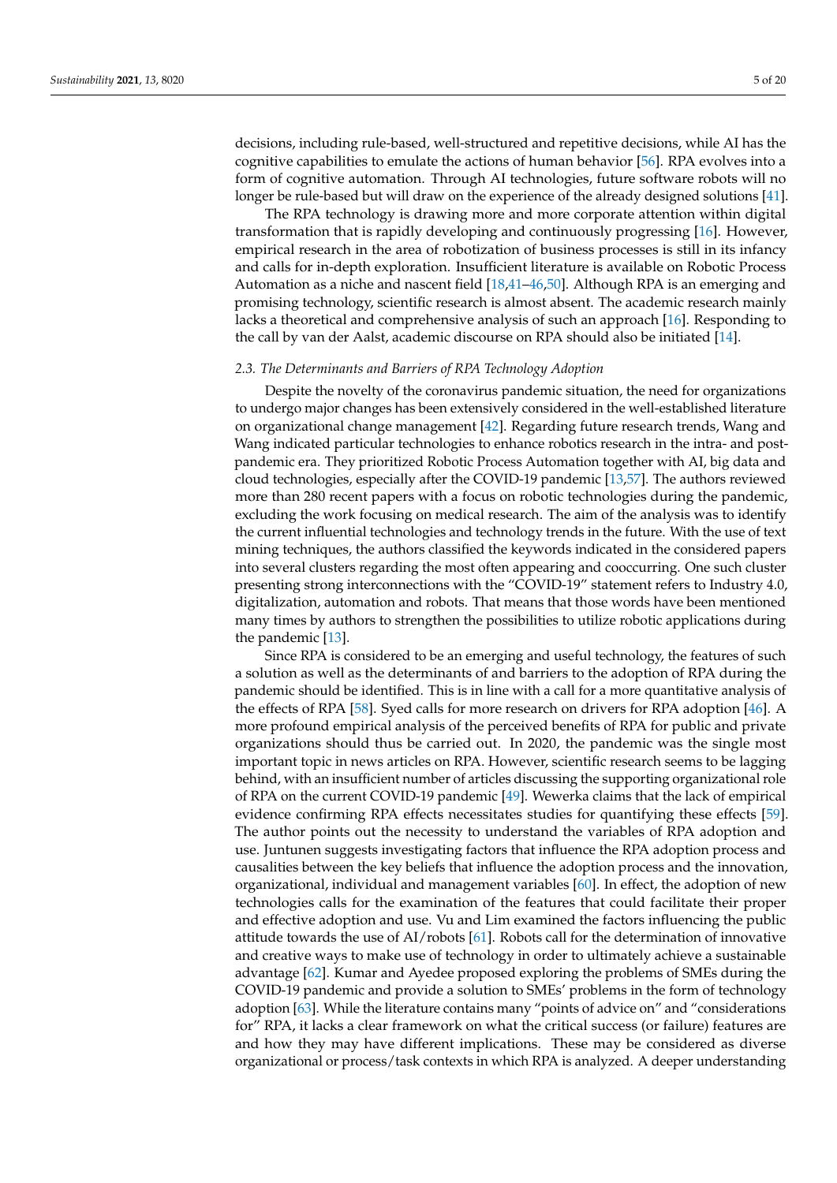decisions, including rule-based, well-structured and repetitive decisions, while AI has the cognitive capabilities to emulate the actions of human behavior [56]. RPA evolves into a form of cognitive automation. Through AI technologies, future software robots will no longer be rule-based but will draw on the experience of the already designed solutions [41].

The RPA technology is drawing more and more corporate attention within digital transformation that is rapidly developing and continuously progressing [16]. However, empirical research in the area of robotization of business processes is still in its infancy and calls for in-depth exploration. Insufficient literature is available on Robotic Process Automation as a niche and nascent field [18,41–46,50]. Although RPA is an emerging and promising technology, scientific research is almost absent. The academic research mainly lacks a theoretical and comprehensive analysis of such an approach [16]. Responding to the call by van der Aalst, academic discourse on RPA should also be initiated [14].

### 2.3. The Determinants and Barriers of RPA Technology Adoption

Despite the novelty of the coronavirus pandemic situation, the need for organizations to undergo major changes has been extensively considered in the well-established literature on organizational change management [42]. Regarding future research trends, Wang and Wang indicated particular technologies to enhance robotics research in the intra- and post-pandemic era. They prioritized Robotic Process Automation together with AI, big data and cloud technologies, especially after the COVID-19 pandemic [13,57]. The authors reviewed more than 280 recent papers with a focus on robotic technologies during the pandemic, excluding the work focusing on medical research. The aim of the analysis was to identify the current influential technologies and technology trends in the future. With the use of text mining techniques, the authors classified the keywords indicated in the considered papers into several clusters regarding the most often appearing and cooccurring. One such cluster presenting strong interconnections with the "COVID-19" statement refers to Industry 4.0, digitalization, automation and robots. That means that those words have been mentioned many times by authors to strengthen the possibilities to utilize robotic applications during the pandemic [13].

Since RPA is considered to be an emerging and useful technology, the features of such a solution as well as the determinants of and barriers to the adoption of RPA during the pandemic should be identified. This is in line with a call for a more quantitative analysis of the effects of RPA [58]. Syed calls for more research on drivers for RPA adoption [46]. A more profound empirical analysis of the perceived benefits of RPA for public and private organizations should thus be carried out. In 2020, the pandemic was the single most important topic in news articles on RPA. However, scientific research seems to be lagging behind, with an insufficient number of articles discussing the supporting organizational role of RPA on the current COVID-19 pandemic [49]. Wewerka claims that the lack of empirical evidence confirming RPA effects necessitates studies for quantifying these effects [59]. The author points out the necessity to understand the variables of RPA adoption and use. Juntunen suggests investigating factors that influence the RPA adoption process and causalities between the key beliefs that influence the adoption process and the innovation, organizational, individual and management variables [60]. In effect, the adoption of new technologies calls for the examination of the features that could facilitate their proper and effective adoption and use. Vu and Lim examined the factors influencing the public attitude towards the use of AI/robots [61]. Robots call for the determination of innovative and creative ways to make use of technology in order to ultimately achieve a sustainable advantage [62]. Kumar and Ayedee proposed exploring the problems of SMEs during the COVID-19 pandemic and provide a solution to SMEs' problems in the form of technology adoption [63]. While the literature contains many "points of advice on" and "considerations for" RPA, it lacks a clear framework on what the critical success (or failure) features are and how they may have different implications. These may be considered as diverse organizational or process/task contexts in which RPA is analyzed. A deeper understanding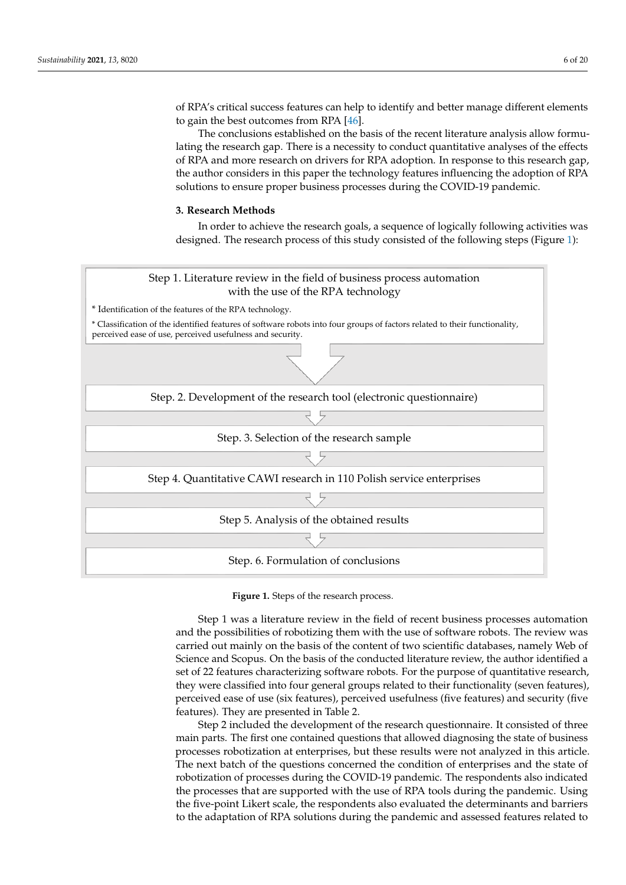of RPA's critical success features can help to identify and better manage different elements to gain the best outcomes from RPA [46].

The conclusions established on the basis of the recent literature analysis allow formulating the research gap. There is a necessity to conduct quantitative analyses of the effects of RPA and more research on drivers for RPA adoption. In response to this research gap, the author considers in this paper the technology features influencing the adoption of RPA solutions to ensure proper business processes during the COVID-19 pandemic.

## 3. Research Methods

In order to achieve the research goals, a sequence of logically following activities was designed. The research process of this study consisted of the following steps (Figure 1):

Step 1. Literature review in the field of business process automation with the use of the RPA technology

* Identification of the features of the RPA technology.

* Classification of the identified features of software robots into four groups of factors related to their functionality, perceived ease of use, perceived usefulness and security.

Step. 2. Development of the research tool (electronic questionnaire)

Step. 3. Selection of the research sample

Step 4. Quantitative CAWI research in 110 Polish service enterprises

Step 5. Analysis of the obtained results

Step. 6. Formulation of conclusions

**Figure 1.** Steps of the research process.

Step 1 was a literature review in the field of recent business processes automation and the possibilities of robotizing them with the use of software robots. The review was carried out mainly on the basis of the content of two scientific databases, namely Web of Science and Scopus. On the basis of the conducted literature review, the author identified a set of 22 features characterizing software robots. For the purpose of quantitative research, they were classified into four general groups related to their functionality (seven features), perceived ease of use (six features), perceived usefulness (five features) and security (five features). They are presented in Table 2.

Step 2 included the development of the research questionnaire. It consisted of three main parts. The first one contained questions that allowed diagnosing the state of business processes robotization at enterprises, but these results were not analyzed in this article. The next batch of the questions concerned the condition of enterprises and the state of robotization of processes during the COVID-19 pandemic. The respondents also indicated the processes that are supported with the use of RPA tools during the pandemic. Using the five-point Likert scale, the respondents also evaluated the determinants and barriers to the adaptation of RPA solutions during the pandemic and assessed features related to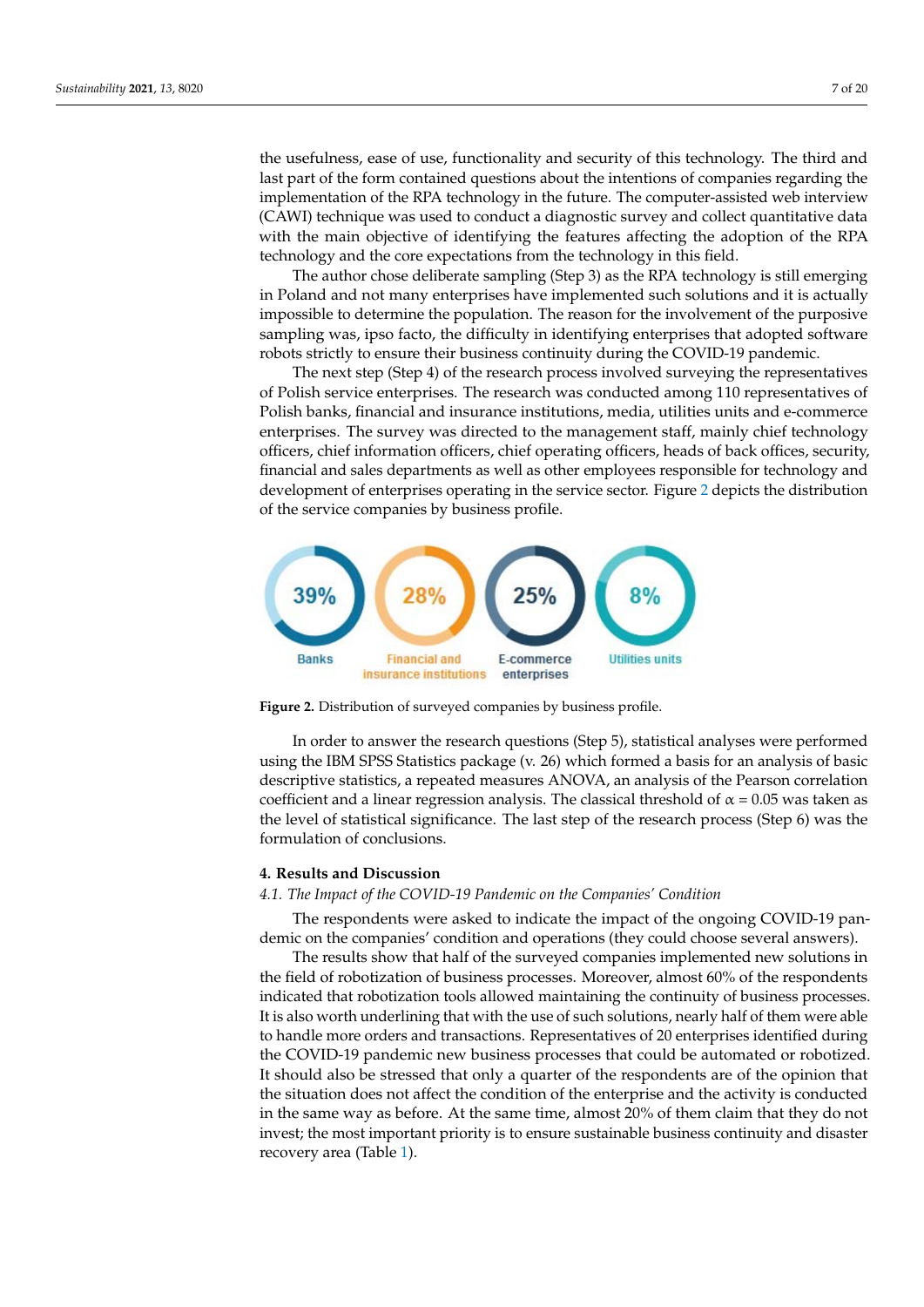the usefulness, ease of use, functionality and security of this technology. The third and last part of the form contained questions about the intentions of companies regarding the implementation of the RPA technology in the future. The computer-assisted web interview (CAWI) technique was used to conduct a diagnostic survey and collect quantitative data with the main objective of identifying the features affecting the adoption of the RPA technology and the core expectations from the technology in this field.

The author chose deliberate sampling (Step 3) as the RPA technology is still emerging in Poland and not many enterprises have implemented such solutions and it is actually impossible to determine the population. The reason for the involvement of the purposive sampling was, ipso facto, the difficulty in identifying enterprises that adopted software robots strictly to ensure their business continuity during the COVID-19 pandemic.

The next step (Step 4) of the research process involved surveying the representatives of Polish service enterprises. The research was conducted among 110 representatives of Polish banks, financial and insurance institutions, media, utilities units and e-commerce enterprises. The survey was directed to the management staff, mainly chief technology officers, chief information officers, chief operating officers, heads of back offices, security, financial and sales departments as well as other employees responsible for technology and development of enterprises operating in the service sector. Figure 2 depicts the distribution of the service companies by business profile.

39% Banks | 28% Financial and insurance institutions | 25% E-commerce enterprises | 8% Utilities units

**Figure 2.** Distribution of surveyed companies by business profile.

In order to answer the research questions (Step 5), statistical analyses were performed using the IBM SPSS Statistics package (v. 26) which formed a basis for an analysis of basic descriptive statistics, a repeated measures ANOVA, an analysis of the Pearson correlation coefficient and a linear regression analysis. The classical threshold of $\alpha = 0.05$ was taken as the level of statistical significance. The last step of the research process (Step 6) was the formulation of conclusions.

## 4. Results and Discussion

### *4.1. The Impact of the COVID-19 Pandemic on the Companies' Condition*

The respondents were asked to indicate the impact of the ongoing COVID-19 pandemic on the companies' condition and operations (they could choose several answers).

The results show that half of the surveyed companies implemented new solutions in the field of robotization of business processes. Moreover, almost 60% of the respondents indicated that robotization tools allowed maintaining the continuity of business processes. It is also worth underlining that with the use of such solutions, nearly half of them were able to handle more orders and transactions. Representatives of 20 enterprises identified during the COVID-19 pandemic new business processes that could be automated or robotized. It should also be stressed that only a quarter of the respondents are of the opinion that the situation does not affect the condition of the enterprise and the activity is conducted in the same way as before. At the same time, almost 20% of them claim that they do not invest; the most important priority is to ensure sustainable business continuity and disaster recovery area (Table 1).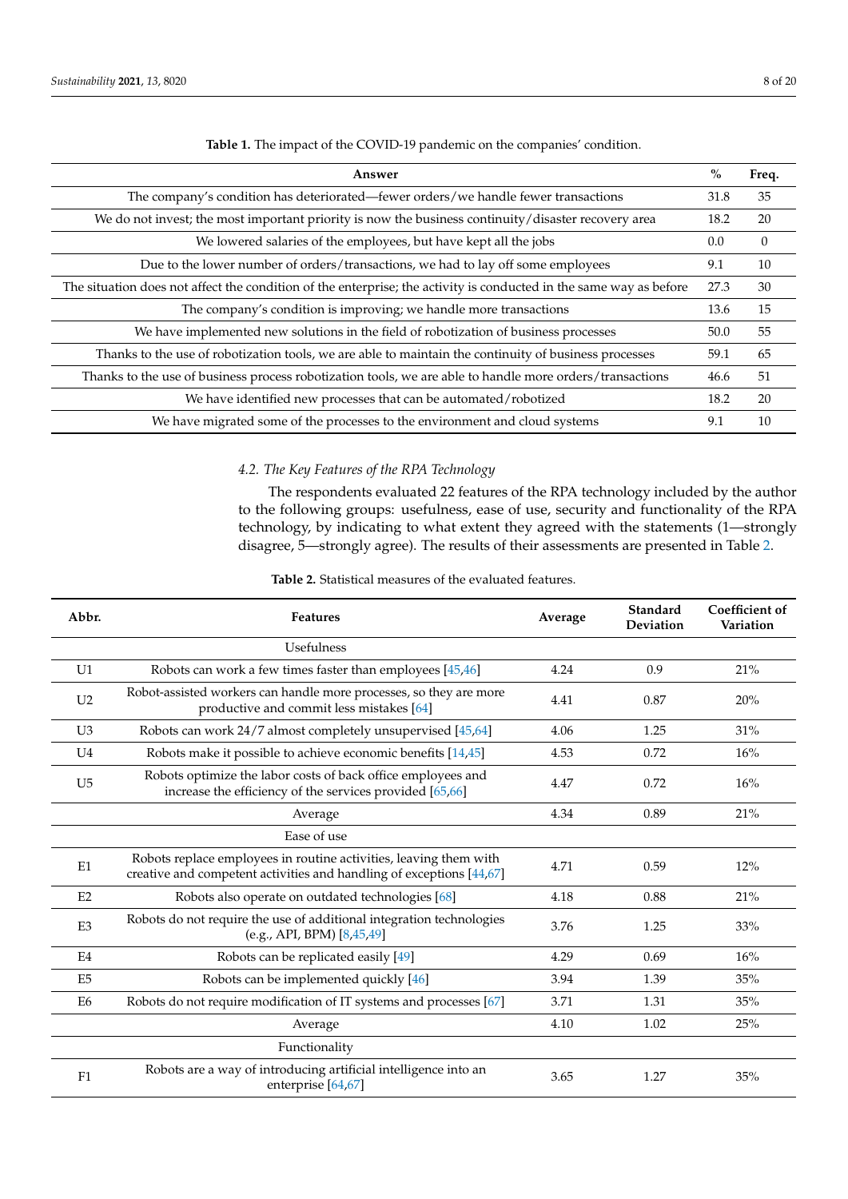**Table 1.** The impact of the COVID-19 pandemic on the companies' condition.

| Answer | % | Freq. |
|---|---|---|
| The company's condition has deteriorated—fewer orders/we handle fewer transactions | 31.8 | 35 |
| We do not invest; the most important priority is now the business continuity/disaster recovery area | 18.2 | 20 |
| We lowered salaries of the employees, but have kept all the jobs | 0.0 | 0 |
| Due to the lower number of orders/transactions, we had to lay off some employees | 9.1 | 10 |
| The situation does not affect the condition of the enterprise; the activity is conducted in the same way as before | 27.3 | 30 |
| The company's condition is improving; we handle more transactions | 13.6 | 15 |
| We have implemented new solutions in the field of robotization of business processes | 50.0 | 55 |
| Thanks to the use of robotization tools, we are able to maintain the continuity of business processes | 59.1 | 65 |
| Thanks to the use of business process robotization tools, we are able to handle more orders/transactions | 46.6 | 51 |
| We have identified new processes that can be automated/robotized | 18.2 | 20 |
| We have migrated some of the processes to the environment and cloud systems | 9.1 | 10 |

### 4.2. The Key Features of the RPA Technology

The respondents evaluated 22 features of the RPA technology included by the author to the following groups: usefulness, ease of use, security and functionality of the RPA technology, by indicating to what extent they agreed with the statements (1—strongly disagree, 5—strongly agree). The results of their assessments are presented in Table 2.

**Table 2.** Statistical measures of the evaluated features.

| Abbr. | Features | Average | Standard Deviation | Coefficient of Variation |
|---|---|---|---|---|
| | Usefulness | | | |
| U1 | Robots can work a few times faster than employees [45,46] | 4.24 | 0.9 | 21% |
| U2 | Robot-assisted workers can handle more processes, so they are more productive and commit less mistakes [64] | 4.41 | 0.87 | 20% |
| U3 | Robots can work 24/7 almost completely unsupervised [45,64] | 4.06 | 1.25 | 31% |
| U4 | Robots make it possible to achieve economic benefits [14,45] | 4.53 | 0.72 | 16% |
| U5 | Robots optimize the labor costs of back office employees and increase the efficiency of the services provided [65,66] | 4.47 | 0.72 | 16% |
| | Average | 4.34 | 0.89 | 21% |
| | Ease of use | | | |
| E1 | Robots replace employees in routine activities, leaving them with creative and competent activities and handling of exceptions [44,67] | 4.71 | 0.59 | 12% |
| E2 | Robots also operate on outdated technologies [68] | 4.18 | 0.88 | 21% |
| E3 | Robots do not require the use of additional integration technologies (e.g., API, BPM) [8,45,49] | 3.76 | 1.25 | 33% |
| E4 | Robots can be replicated easily [49] | 4.29 | 0.69 | 16% |
| E5 | Robots can be implemented quickly [46] | 3.94 | 1.39 | 35% |
| E6 | Robots do not require modification of IT systems and processes [67] | 3.71 | 1.31 | 35% |
| | Average | 4.10 | 1.02 | 25% |
| | Functionality | | | |
| F1 | Robots are a way of introducing artificial intelligence into an enterprise [64,67] | 3.65 | 1.27 | 35% |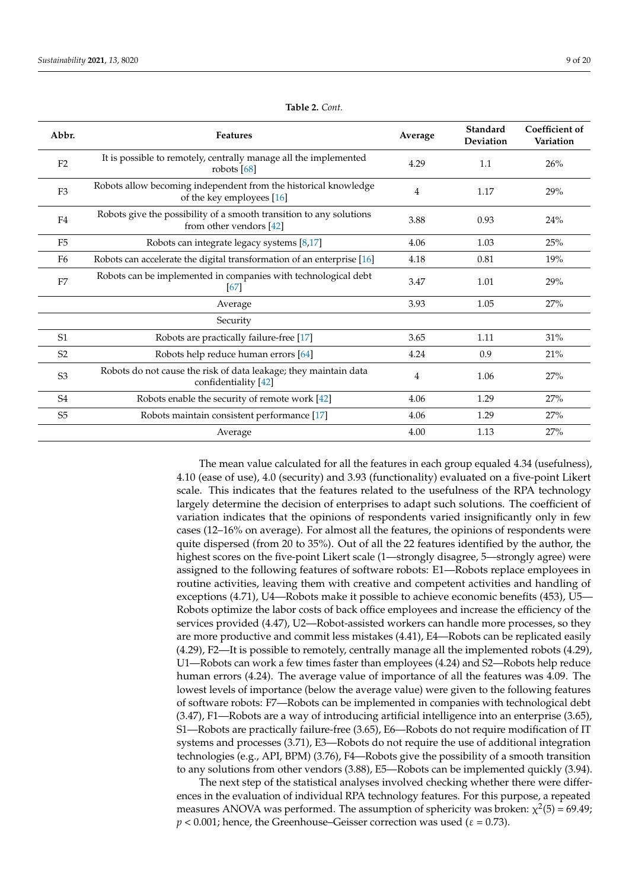**Table 2.** *Cont.*

| Abbr. | Features | Average | Standard Deviation | Coefficient of Variation |
|---|---|---|---|---|
| F2 | It is possible to remotely, centrally manage all the implemented robots [68] | 4.29 | 1.1 | 26% |
| F3 | Robots allow becoming independent from the historical knowledge of the key employees [16] | 4 | 1.17 | 29% |
| F4 | Robots give the possibility of a smooth transition to any solutions from other vendors [42] | 3.88 | 0.93 | 24% |
| F5 | Robots can integrate legacy systems [8,17] | 4.06 | 1.03 | 25% |
| F6 | Robots can accelerate the digital transformation of an enterprise [16] | 4.18 | 0.81 | 19% |
| F7 | Robots can be implemented in companies with technological debt [67] | 3.47 | 1.01 | 29% |
| | Average | 3.93 | 1.05 | 27% |
| | Security | | | |
| S1 | Robots are practically failure-free [17] | 3.65 | 1.11 | 31% |
| S2 | Robots help reduce human errors [64] | 4.24 | 0.9 | 21% |
| S3 | Robots do not cause the risk of data leakage; they maintain data confidentiality [42] | 4 | 1.06 | 27% |
| S4 | Robots enable the security of remote work [42] | 4.06 | 1.29 | 27% |
| S5 | Robots maintain consistent performance [17] | 4.06 | 1.29 | 27% |
| | Average | 4.00 | 1.13 | 27% |

The mean value calculated for all the features in each group equaled 4.34 (usefulness), 4.10 (ease of use), 4.0 (security) and 3.93 (functionality) evaluated on a five-point Likert scale. This indicates that the features related to the usefulness of the RPA technology largely determine the decision of enterprises to adapt such solutions. The coefficient of variation indicates that the opinions of respondents varied insignificantly only in few cases (12–16% on average). For almost all the features, the opinions of respondents were quite dispersed (from 20 to 35%). Out of all the 22 features identified by the author, the highest scores on the five-point Likert scale (1—strongly disagree, 5—strongly agree) were assigned to the following features of software robots: E1—Robots replace employees in routine activities, leaving them with creative and competent activities and handling of exceptions (4.71), U4—Robots make it possible to achieve economic benefits (453), U5—Robots optimize the labor costs of back office employees and increase the efficiency of the services provided (4.47), U2—Robot-assisted workers can handle more processes, so they are more productive and commit less mistakes (4.41), E4—Robots can be replicated easily (4.29), F2—It is possible to remotely, centrally manage all the implemented robots (4.29), U1—Robots can work a few times faster than employees (4.24) and S2—Robots help reduce human errors (4.24). The average value of importance of all the features was 4.09. The lowest levels of importance (below the average value) were given to the following features of software robots: F7—Robots can be implemented in companies with technological debt (3.47), F1—Robots are a way of introducing artificial intelligence into an enterprise (3.65), S1—Robots are practically failure-free (3.65), E6—Robots do not require modification of IT systems and processes (3.71), E3—Robots do not require the use of additional integration technologies (e.g., API, BPM) (3.76), F4—Robots give the possibility of a smooth transition to any solutions from other vendors (3.88), E5—Robots can be implemented quickly (3.94).

The next step of the statistical analyses involved checking whether there were differences in the evaluation of individual RPA technology features. For this purpose, a repeated measures ANOVA was performed. The assumption of sphericity was broken: $\chi^2(5) = 69.49$; $p < 0.001$; hence, the Greenhouse–Geisser correction was used ($\varepsilon = 0.73$).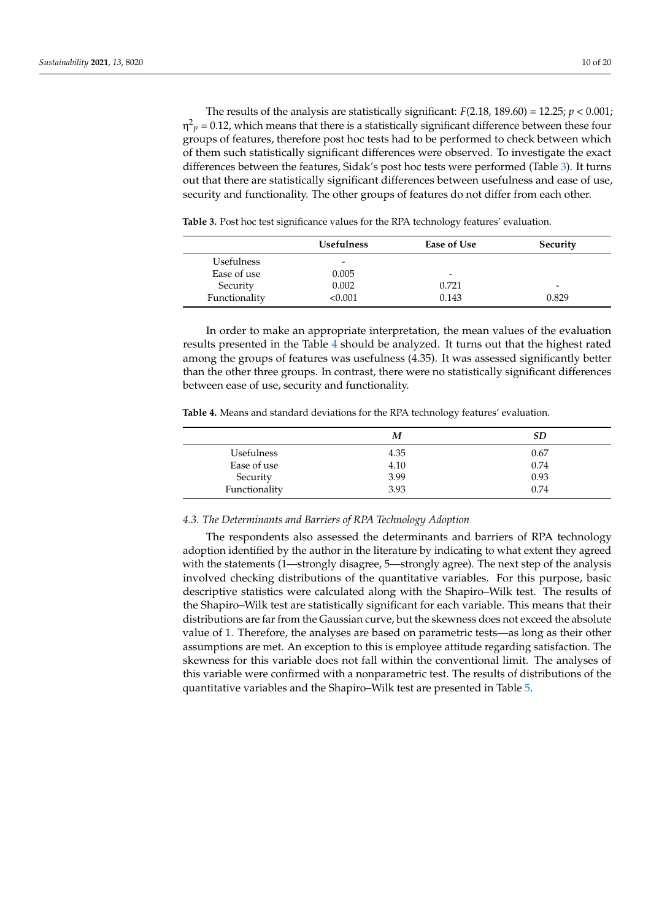The results of the analysis are statistically significant: $F(2.18, 189.60) = 12.25$; $p < 0.001$; $\eta^2_p = 0.12$, which means that there is a statistically significant difference between these four groups of features, therefore post hoc tests had to be performed to check between which of them such statistically significant differences were observed. To investigate the exact differences between the features, Sidak's post hoc tests were performed (Table 3). It turns out that there are statistically significant differences between usefulness and ease of use, security and functionality. The other groups of features do not differ from each other.

**Table 3.** Post hoc test significance values for the RPA technology features' evaluation.

| | Usefulness | Ease of Use | Security |
|---|---|---|---|
| Usefulness | - | | |
| Ease of use | 0.005 | - | |
| Security | 0.002 | 0.721 | - |
| Functionality | <0.001 | 0.143 | 0.829 |

In order to make an appropriate interpretation, the mean values of the evaluation results presented in the Table 4 should be analyzed. It turns out that the highest rated among the groups of features was usefulness (4.35). It was assessed significantly better than the other three groups. In contrast, there were no statistically significant differences between ease of use, security and functionality.

**Table 4.** Means and standard deviations for the RPA technology features' evaluation.

| | *M* | *SD* |
|---|---|---|
| Usefulness | 4.35 | 0.67 |
| Ease of use | 4.10 | 0.74 |
| Security | 3.99 | 0.93 |
| Functionality | 3.93 | 0.74 |

### *4.3. The Determinants and Barriers of RPA Technology Adoption*

The respondents also assessed the determinants and barriers of RPA technology adoption identified by the author in the literature by indicating to what extent they agreed with the statements (1—strongly disagree, 5—strongly agree). The next step of the analysis involved checking distributions of the quantitative variables. For this purpose, basic descriptive statistics were calculated along with the Shapiro–Wilk test. The results of the Shapiro–Wilk test are statistically significant for each variable. This means that their distributions are far from the Gaussian curve, but the skewness does not exceed the absolute value of 1. Therefore, the analyses are based on parametric tests—as long as their other assumptions are met. An exception to this is employee attitude regarding satisfaction. The skewness for this variable does not fall within the conventional limit. The analyses of this variable were confirmed with a nonparametric test. The results of distributions of the quantitative variables and the Shapiro–Wilk test are presented in Table 5.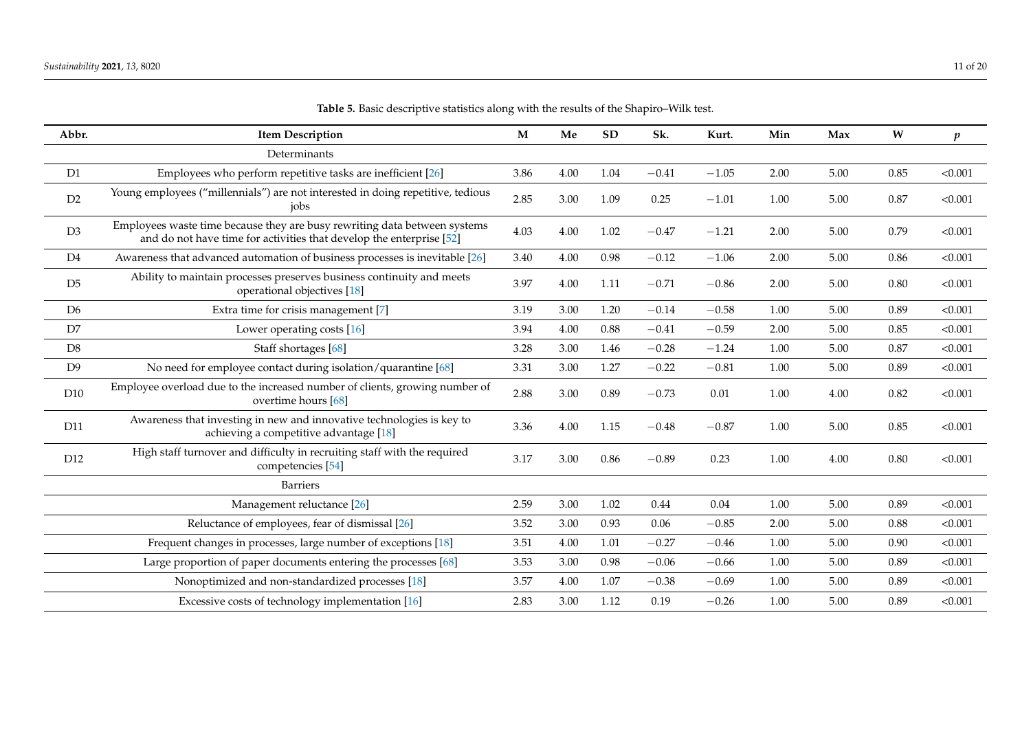**Table 5.** Basic descriptive statistics along with the results of the Shapiro–Wilk test.

| Abbr. | Item Description | M | Me | SD | Sk. | Kurt. | Min | Max | W | $p$ |
|---|---|---|---|---|---|---|---|---|---|---|
| | Determinants | | | | | | | | | |
| D1 | Employees who perform repetitive tasks are inefficient [26] | 3.86 | 4.00 | 1.04 | −0.41 | −1.05 | 2.00 | 5.00 | 0.85 | <0.001 |
| D2 | Young employees (“millennials”) are not interested in doing repetitive, tedious jobs | 2.85 | 3.00 | 1.09 | 0.25 | −1.01 | 1.00 | 5.00 | 0.87 | <0.001 |
| D3 | Employees waste time because they are busy rewriting data between systems and do not have time for activities that develop the enterprise [52] | 4.03 | 4.00 | 1.02 | −0.47 | −1.21 | 2.00 | 5.00 | 0.79 | <0.001 |
| D4 | Awareness that advanced automation of business processes is inevitable [26] | 3.40 | 4.00 | 0.98 | −0.12 | −1.06 | 2.00 | 5.00 | 0.86 | <0.001 |
| D5 | Ability to maintain processes preserves business continuity and meets operational objectives [18] | 3.97 | 4.00 | 1.11 | −0.71 | −0.86 | 2.00 | 5.00 | 0.80 | <0.001 |
| D6 | Extra time for crisis management [7] | 3.19 | 3.00 | 1.20 | −0.14 | −0.58 | 1.00 | 5.00 | 0.89 | <0.001 |
| D7 | Lower operating costs [16] | 3.94 | 4.00 | 0.88 | −0.41 | −0.59 | 2.00 | 5.00 | 0.85 | <0.001 |
| D8 | Staff shortages [68] | 3.28 | 3.00 | 1.46 | −0.28 | −1.24 | 1.00 | 5.00 | 0.87 | <0.001 |
| D9 | No need for employee contact during isolation/quarantine [68] | 3.31 | 3.00 | 1.27 | −0.22 | −0.81 | 1.00 | 5.00 | 0.89 | <0.001 |
| D10 | Employee overload due to the increased number of clients, growing number of overtime hours [68] | 2.88 | 3.00 | 0.89 | −0.73 | 0.01 | 1.00 | 4.00 | 0.82 | <0.001 |
| D11 | Awareness that investing in new and innovative technologies is key to achieving a competitive advantage [18] | 3.36 | 4.00 | 1.15 | −0.48 | −0.87 | 1.00 | 5.00 | 0.85 | <0.001 |
| D12 | High staff turnover and difficulty in recruiting staff with the required competencies [54] | 3.17 | 3.00 | 0.86 | −0.89 | 0.23 | 1.00 | 4.00 | 0.80 | <0.001 |
| | Barriers | | | | | | | | | |
| | Management reluctance [26] | 2.59 | 3.00 | 1.02 | 0.44 | 0.04 | 1.00 | 5.00 | 0.89 | <0.001 |
| | Reluctance of employees, fear of dismissal [26] | 3.52 | 3.00 | 0.93 | 0.06 | −0.85 | 2.00 | 5.00 | 0.88 | <0.001 |
| | Frequent changes in processes, large number of exceptions [18] | 3.51 | 4.00 | 1.01 | −0.27 | −0.46 | 1.00 | 5.00 | 0.90 | <0.001 |
| | Large proportion of paper documents entering the processes [68] | 3.53 | 3.00 | 0.98 | −0.06 | −0.66 | 1.00 | 5.00 | 0.89 | <0.001 |
| | Nonoptimized and non-standardized processes [18] | 3.57 | 4.00 | 1.07 | −0.38 | −0.69 | 1.00 | 5.00 | 0.89 | <0.001 |
| | Excessive costs of technology implementation [16] | 2.83 | 3.00 | 1.12 | 0.19 | −0.26 | 1.00 | 5.00 | 0.89 | <0.001 |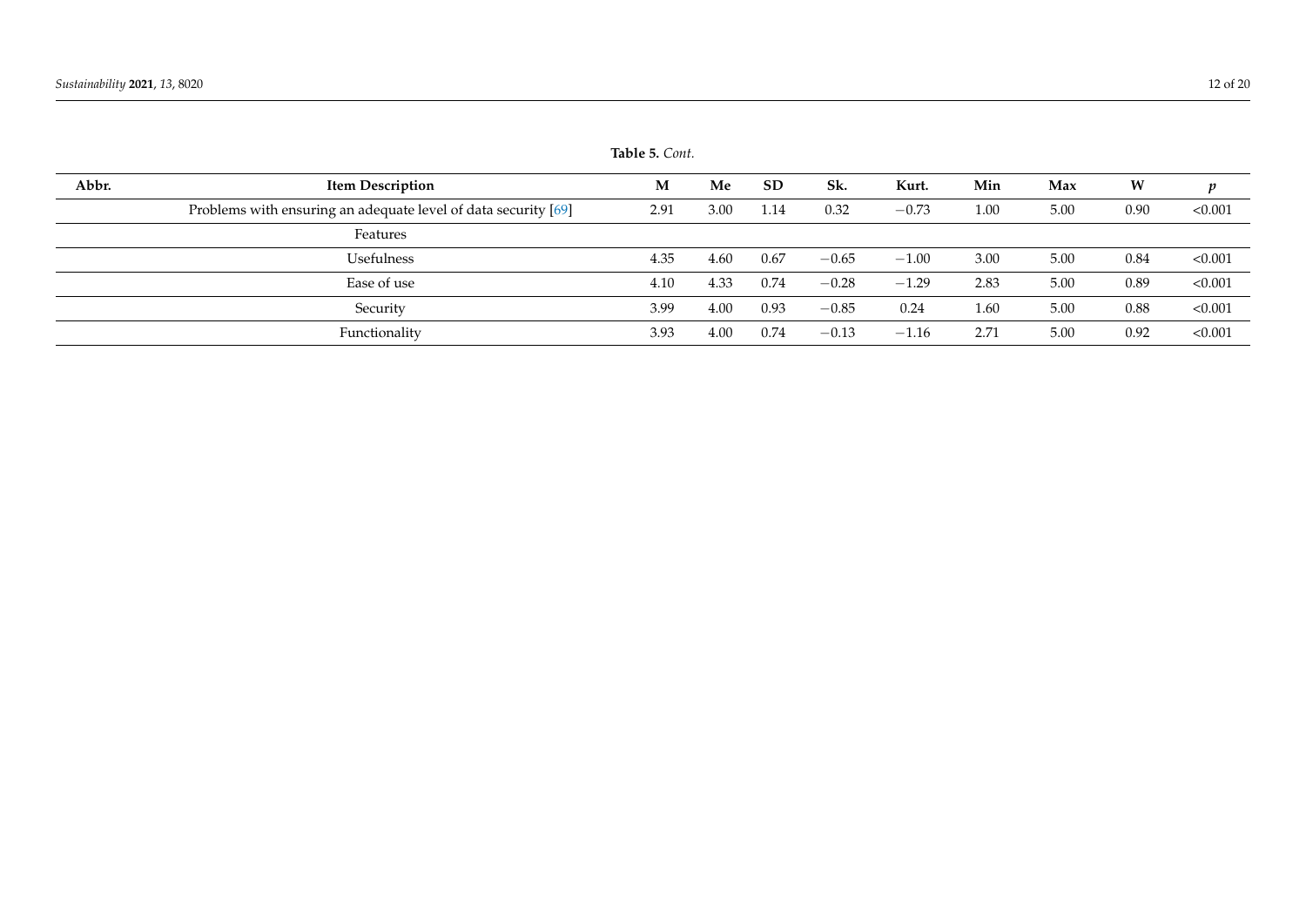**Table 5.** *Cont.*

| Abbr. | Item Description | M | Me | SD | Sk. | Kurt. | Min | Max | W | *p* |
|---|---|---|---|---|---|---|---|---|---|---|
| | Problems with ensuring an adequate level of data security [69] | 2.91 | 3.00 | 1.14 | 0.32 | −0.73 | 1.00 | 5.00 | 0.90 | <0.001 |
| | Features | | | | | | | | | |
| | Usefulness | 4.35 | 4.60 | 0.67 | −0.65 | −1.00 | 3.00 | 5.00 | 0.84 | <0.001 |
| | Ease of use | 4.10 | 4.33 | 0.74 | −0.28 | −1.29 | 2.83 | 5.00 | 0.89 | <0.001 |
| | Security | 3.99 | 4.00 | 0.93 | −0.85 | 0.24 | 1.60 | 5.00 | 0.88 | <0.001 |
| | Functionality | 3.93 | 4.00 | 0.74 | −0.13 | −1.16 | 2.71 | 5.00 | 0.92 | <0.001 |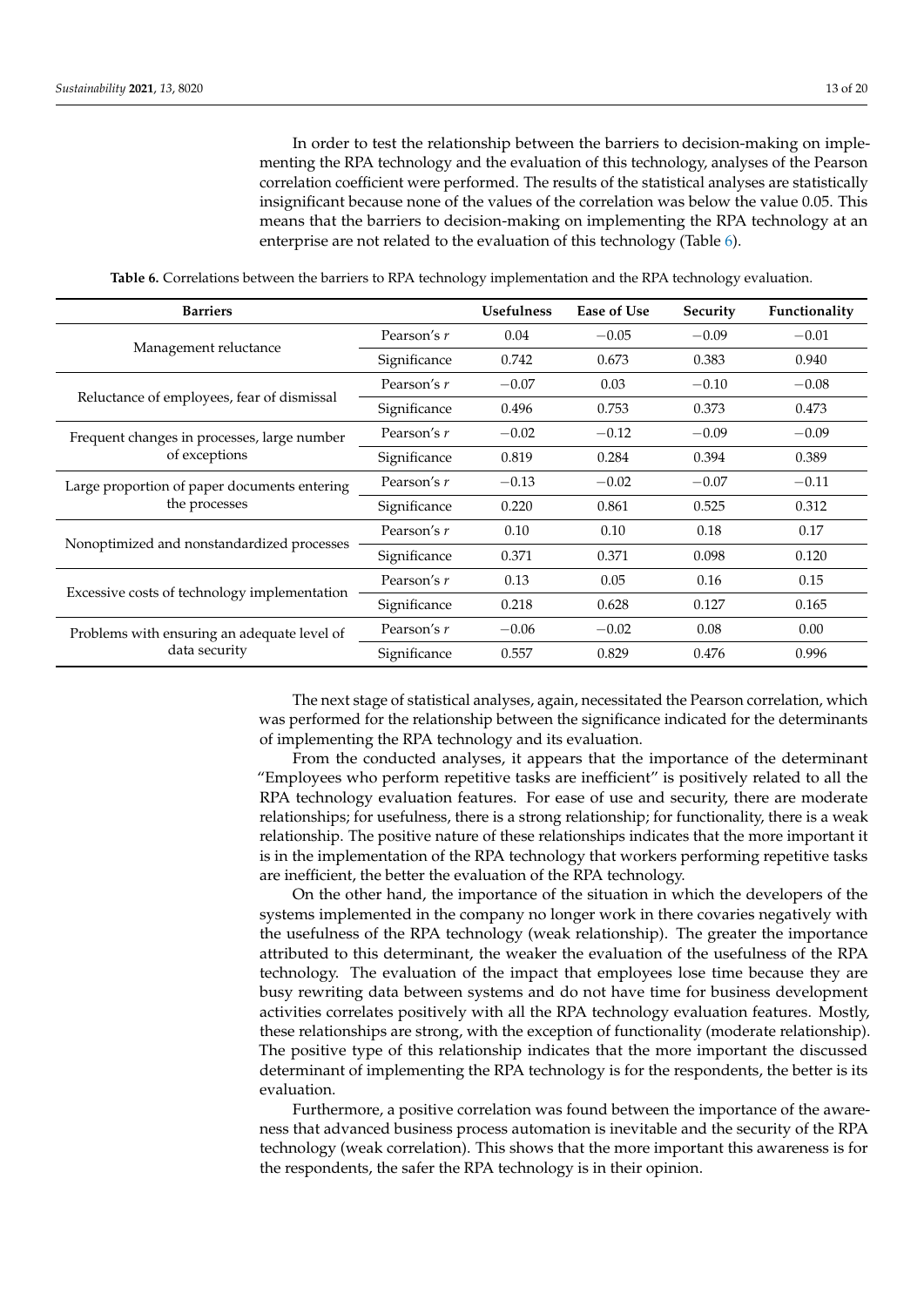In order to test the relationship between the barriers to decision-making on implementing the RPA technology and the evaluation of this technology, analyses of the Pearson correlation coefficient were performed. The results of the statistical analyses are statistically insignificant because none of the values of the correlation was below the value 0.05. This means that the barriers to decision-making on implementing the RPA technology at an enterprise are not related to the evaluation of this technology (Table 6).

**Table 6.** Correlations between the barriers to RPA technology implementation and the RPA technology evaluation.

| Barriers | | Usefulness | Ease of Use | Security | Functionality |
|---|---|---|---|---|---|
| Management reluctance | Pearson's *r* | 0.04 | −0.05 | −0.09 | −0.01 |
| | Significance | 0.742 | 0.673 | 0.383 | 0.940 |
| Reluctance of employees, fear of dismissal | Pearson's *r* | −0.07 | 0.03 | −0.10 | −0.08 |
| | Significance | 0.496 | 0.753 | 0.373 | 0.473 |
| Frequent changes in processes, large number of exceptions | Pearson's *r* | −0.02 | −0.12 | −0.09 | −0.09 |
| | Significance | 0.819 | 0.284 | 0.394 | 0.389 |
| Large proportion of paper documents entering the processes | Pearson's *r* | −0.13 | −0.02 | −0.07 | −0.11 |
| | Significance | 0.220 | 0.861 | 0.525 | 0.312 |
| Nonoptimized and nonstandardized processes | Pearson's *r* | 0.10 | 0.10 | 0.18 | 0.17 |
| | Significance | 0.371 | 0.371 | 0.098 | 0.120 |
| Excessive costs of technology implementation | Pearson's *r* | 0.13 | 0.05 | 0.16 | 0.15 |
| | Significance | 0.218 | 0.628 | 0.127 | 0.165 |
| Problems with ensuring an adequate level of data security | Pearson's *r* | −0.06 | −0.02 | 0.08 | 0.00 |
| | Significance | 0.557 | 0.829 | 0.476 | 0.996 |

The next stage of statistical analyses, again, necessitated the Pearson correlation, which was performed for the relationship between the significance indicated for the determinants of implementing the RPA technology and its evaluation.

From the conducted analyses, it appears that the importance of the determinant "Employees who perform repetitive tasks are inefficient" is positively related to all the RPA technology evaluation features. For ease of use and security, there are moderate relationships; for usefulness, there is a strong relationship; for functionality, there is a weak relationship. The positive nature of these relationships indicates that the more important it is in the implementation of the RPA technology that workers performing repetitive tasks are inefficient, the better the evaluation of the RPA technology.

On the other hand, the importance of the situation in which the developers of the systems implemented in the company no longer work in there covaries negatively with the usefulness of the RPA technology (weak relationship). The greater the importance attributed to this determinant, the weaker the evaluation of the usefulness of the RPA technology. The evaluation of the impact that employees lose time because they are busy rewriting data between systems and do not have time for business development activities correlates positively with all the RPA technology evaluation features. Mostly, these relationships are strong, with the exception of functionality (moderate relationship). The positive type of this relationship indicates that the more important the discussed determinant of implementing the RPA technology is for the respondents, the better is its evaluation.

Furthermore, a positive correlation was found between the importance of the awareness that advanced business process automation is inevitable and the security of the RPA technology (weak correlation). This shows that the more important this awareness is for the respondents, the safer the RPA technology is in their opinion.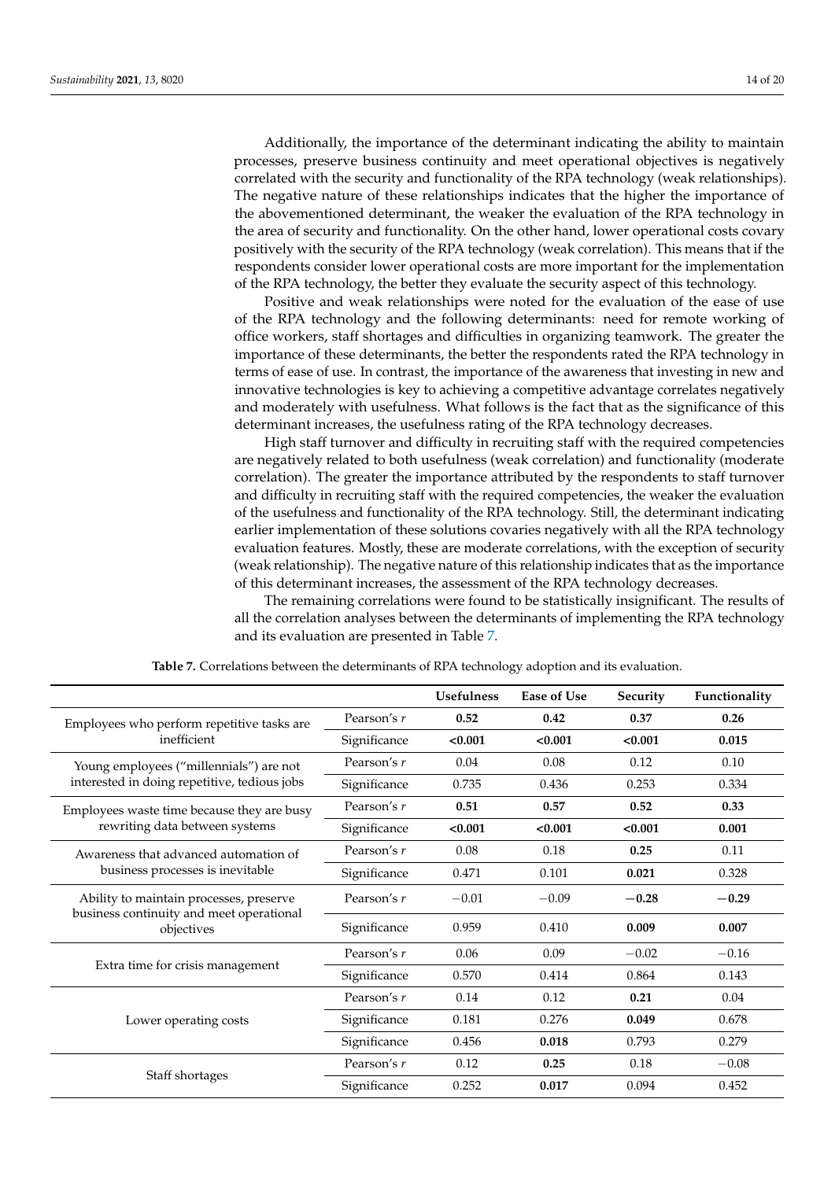Additionally, the importance of the determinant indicating the ability to maintain processes, preserve business continuity and meet operational objectives is negatively correlated with the security and functionality of the RPA technology (weak relationships). The negative nature of these relationships indicates that the higher the importance of the abovementioned determinant, the weaker the evaluation of the RPA technology in the area of security and functionality. On the other hand, lower operational costs covary positively with the security of the RPA technology (weak correlation). This means that if the respondents consider lower operational costs are more important for the implementation of the RPA technology, the better they evaluate the security aspect of this technology.

Positive and weak relationships were noted for the evaluation of the ease of use of the RPA technology and the following determinants: need for remote working of office workers, staff shortages and difficulties in organizing teamwork. The greater the importance of these determinants, the better the respondents rated the RPA technology in terms of ease of use. In contrast, the importance of the awareness that investing in new and innovative technologies is key to achieving a competitive advantage correlates negatively and moderately with usefulness. What follows is the fact that as the significance of this determinant increases, the usefulness rating of the RPA technology decreases.

High staff turnover and difficulty in recruiting staff with the required competencies are negatively related to both usefulness (weak correlation) and functionality (moderate correlation). The greater the importance attributed by the respondents to staff turnover and difficulty in recruiting staff with the required competencies, the weaker the evaluation of the usefulness and functionality of the RPA technology. Still, the determinant indicating earlier implementation of these solutions covaries negatively with all the RPA technology evaluation features. Mostly, these are moderate correlations, with the exception of security (weak relationship). The negative nature of this relationship indicates that as the importance of this determinant increases, the assessment of the RPA technology decreases.

The remaining correlations were found to be statistically insignificant. The results of all the correlation analyses between the determinants of implementing the RPA technology and its evaluation are presented in Table 7.

**Table 7.** Correlations between the determinants of RPA technology adoption and its evaluation.

| | | Usefulness | Ease of Use | Security | Functionality |
|---|---|---|---|---|---|
| Employees who perform repetitive tasks are inefficient | Pearson's *r* | **0.52** | **0.42** | **0.37** | **0.26** |
| | Significance | **<0.001** | **<0.001** | **<0.001** | **0.015** |
| Young employees ("millennials") are not interested in doing repetitive, tedious jobs | Pearson's *r* | 0.04 | 0.08 | 0.12 | 0.10 |
| | Significance | 0.735 | 0.436 | 0.253 | 0.334 |
| Employees waste time because they are busy rewriting data between systems | Pearson's *r* | **0.51** | **0.57** | **0.52** | **0.33** |
| | Significance | **<0.001** | **<0.001** | **<0.001** | **0.001** |
| Awareness that advanced automation of business processes is inevitable | Pearson's *r* | 0.08 | 0.18 | **0.25** | 0.11 |
| | Significance | 0.471 | 0.101 | **0.021** | 0.328 |
| Ability to maintain processes, preserve business continuity and meet operational objectives | Pearson's *r* | −0.01 | −0.09 | **−0.28** | **−0.29** |
| | Significance | 0.959 | 0.410 | **0.009** | **0.007** |
| Extra time for crisis management | Pearson's *r* | 0.06 | 0.09 | −0.02 | −0.16 |
| | Significance | 0.570 | 0.414 | 0.864 | 0.143 |
| Lower operating costs | Pearson's *r* | 0.14 | 0.12 | **0.21** | 0.04 |
| | Significance | 0.181 | 0.276 | **0.049** | 0.678 |
| | Significance | 0.456 | **0.018** | 0.793 | 0.279 |
| Staff shortages | Pearson's *r* | 0.12 | **0.25** | 0.18 | −0.08 |
| | Significance | 0.252 | **0.017** | 0.094 | 0.452 |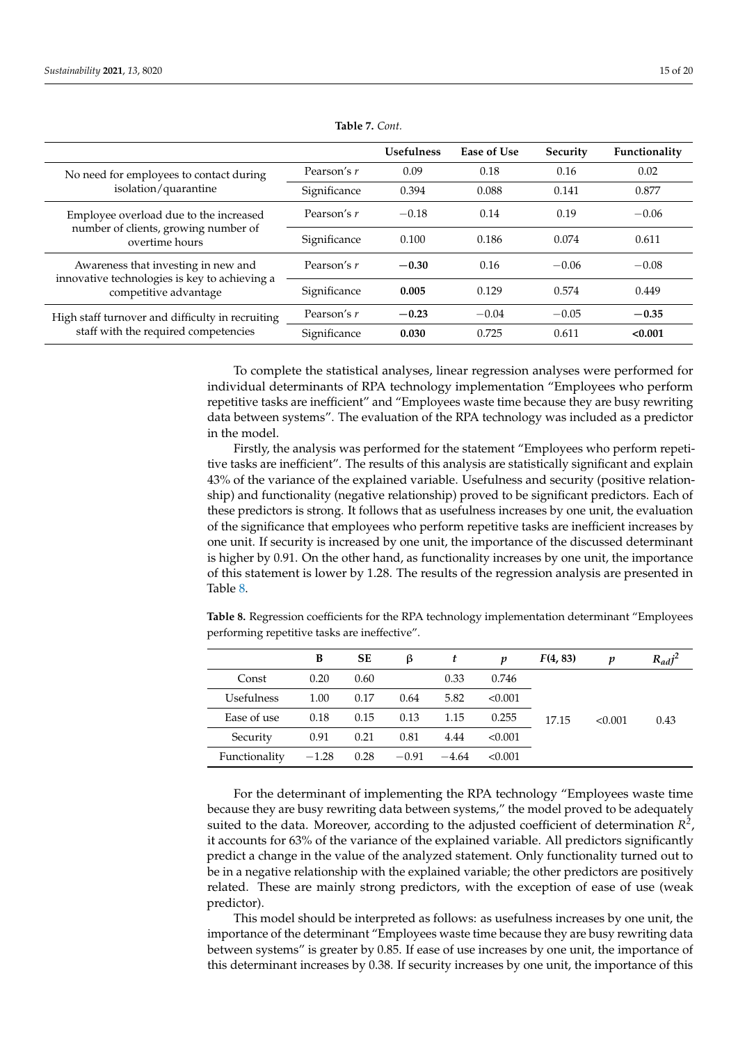**Table 7.** *Cont.*

| | | Usefulness | Ease of Use | Security | Functionality |
|---|---|---|---|---|---|
| No need for employees to contact during isolation/quarantine | Pearson's $r$ | 0.09 | 0.18 | 0.16 | 0.02 |
| | Significance | 0.394 | 0.088 | 0.141 | 0.877 |
| Employee overload due to the increased number of clients, growing number of overtime hours | Pearson's $r$ | −0.18 | 0.14 | 0.19 | −0.06 |
| | Significance | 0.100 | 0.186 | 0.074 | 0.611 |
| Awareness that investing in new and innovative technologies is key to achieving a competitive advantage | Pearson's $r$ | **−0.30** | 0.16 | −0.06 | −0.08 |
| | Significance | **0.005** | 0.129 | 0.574 | 0.449 |
| High staff turnover and difficulty in recruiting staff with the required competencies | Pearson's $r$ | **−0.23** | −0.04 | −0.05 | **−0.35** |
| | Significance | **0.030** | 0.725 | 0.611 | **<0.001** |

To complete the statistical analyses, linear regression analyses were performed for individual determinants of RPA technology implementation "Employees who perform repetitive tasks are inefficient" and "Employees waste time because they are busy rewriting data between systems". The evaluation of the RPA technology was included as a predictor in the model.

Firstly, the analysis was performed for the statement "Employees who perform repetitive tasks are inefficient". The results of this analysis are statistically significant and explain 43% of the variance of the explained variable. Usefulness and security (positive relationship) and functionality (negative relationship) proved to be significant predictors. Each of these predictors is strong. It follows that as usefulness increases by one unit, the evaluation of the significance that employees who perform repetitive tasks are inefficient increases by one unit. If security is increased by one unit, the importance of the discussed determinant is higher by 0.91. On the other hand, as functionality increases by one unit, the importance of this statement is lower by 1.28. The results of the regression analysis are presented in Table 8.

**Table 8.** Regression coefficients for the RPA technology implementation determinant "Employees performing repetitive tasks are ineffective".

| | B | SE | β | $t$ | $p$ | $F(4, 83)$ | $p$ | $R_{adj}^2$ |
|---|---|---|---|---|---|---|---|---|
| Const | 0.20 | 0.60 | | 0.33 | 0.746 | 17.15 | <0.001 | 0.43 |
| Usefulness | 1.00 | 0.17 | 0.64 | 5.82 | <0.001 | | | |
| Ease of use | 0.18 | 0.15 | 0.13 | 1.15 | 0.255 | | | |
| Security | 0.91 | 0.21 | 0.81 | 4.44 | <0.001 | | | |
| Functionality | −1.28 | 0.28 | −0.91 | −4.64 | <0.001 | | | |

For the determinant of implementing the RPA technology "Employees waste time because they are busy rewriting data between systems," the model proved to be adequately suited to the data. Moreover, according to the adjusted coefficient of determination $R^2$, it accounts for 63% of the variance of the explained variable. All predictors significantly predict a change in the value of the analyzed statement. Only functionality turned out to be in a negative relationship with the explained variable; the other predictors are positively related. These are mainly strong predictors, with the exception of ease of use (weak predictor).

This model should be interpreted as follows: as usefulness increases by one unit, the importance of the determinant "Employees waste time because they are busy rewriting data between systems" is greater by 0.85. If ease of use increases by one unit, the importance of this determinant increases by 0.38. If security increases by one unit, the importance of this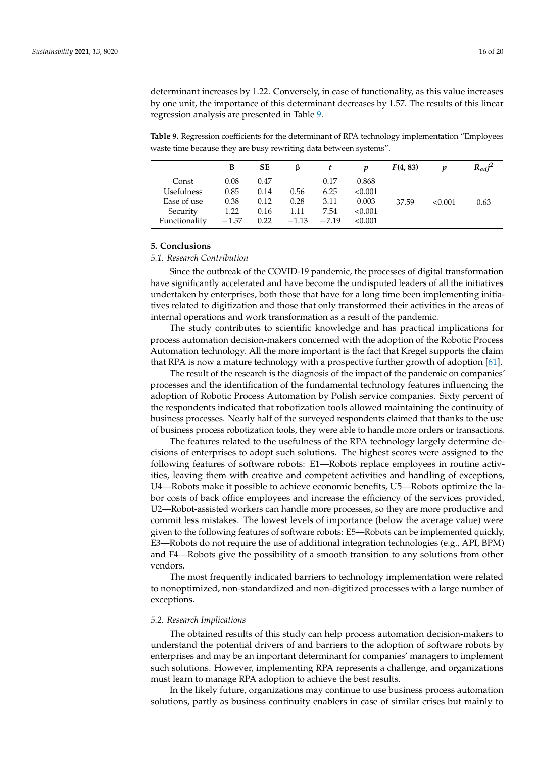determinant increases by 1.22. Conversely, in case of functionality, as this value increases by one unit, the importance of this determinant decreases by 1.57. The results of this linear regression analysis are presented in Table 9.

**Table 9.** Regression coefficients for the determinant of RPA technology implementation "Employees waste time because they are busy rewriting data between systems".

| | B | SE | β | $t$ | $p$ | $F(4, 83)$ | $p$ | $R_{adj}^2$ |
|---|---|---|---|---|---|---|---|---|
| Const | 0.08 | 0.47 | | 0.17 | 0.868 | | | |
| Usefulness | 0.85 | 0.14 | 0.56 | 6.25 | <0.001 | | | |
| Ease of use | 0.38 | 0.12 | 0.28 | 3.11 | 0.003 | 37.59 | <0.001 | 0.63 |
| Security | 1.22 | 0.16 | 1.11 | 7.54 | <0.001 | | | |
| Functionality | −1.57 | 0.22 | −1.13 | −7.19 | <0.001 | | | |

## 5. Conclusions

### 5.1. Research Contribution

Since the outbreak of the COVID-19 pandemic, the processes of digital transformation have significantly accelerated and have become the undisputed leaders of all the initiatives undertaken by enterprises, both those that have for a long time been implementing initiatives related to digitization and those that only transformed their activities in the areas of internal operations and work transformation as a result of the pandemic.

The study contributes to scientific knowledge and has practical implications for process automation decision-makers concerned with the adoption of the Robotic Process Automation technology. All the more important is the fact that Kregel supports the claim that RPA is now a mature technology with a prospective further growth of adoption [61].

The result of the research is the diagnosis of the impact of the pandemic on companies' processes and the identification of the fundamental technology features influencing the adoption of Robotic Process Automation by Polish service companies. Sixty percent of the respondents indicated that robotization tools allowed maintaining the continuity of business processes. Nearly half of the surveyed respondents claimed that thanks to the use of business process robotization tools, they were able to handle more orders or transactions.

The features related to the usefulness of the RPA technology largely determine decisions of enterprises to adopt such solutions. The highest scores were assigned to the following features of software robots: E1—Robots replace employees in routine activities, leaving them with creative and competent activities and handling of exceptions, U4—Robots make it possible to achieve economic benefits, U5—Robots optimize the labor costs of back office employees and increase the efficiency of the services provided, U2—Robot-assisted workers can handle more processes, so they are more productive and commit less mistakes. The lowest levels of importance (below the average value) were given to the following features of software robots: E5—Robots can be implemented quickly, E3—Robots do not require the use of additional integration technologies (e.g., API, BPM) and F4—Robots give the possibility of a smooth transition to any solutions from other vendors.

The most frequently indicated barriers to technology implementation were related to nonoptimized, non-standardized and non-digitized processes with a large number of exceptions.

### 5.2. Research Implications

The obtained results of this study can help process automation decision-makers to understand the potential drivers of and barriers to the adoption of software robots by enterprises and may be an important determinant for companies' managers to implement such solutions. However, implementing RPA represents a challenge, and organizations must learn to manage RPA adoption to achieve the best results.

In the likely future, organizations may continue to use business process automation solutions, partly as business continuity enablers in case of similar crises but mainly to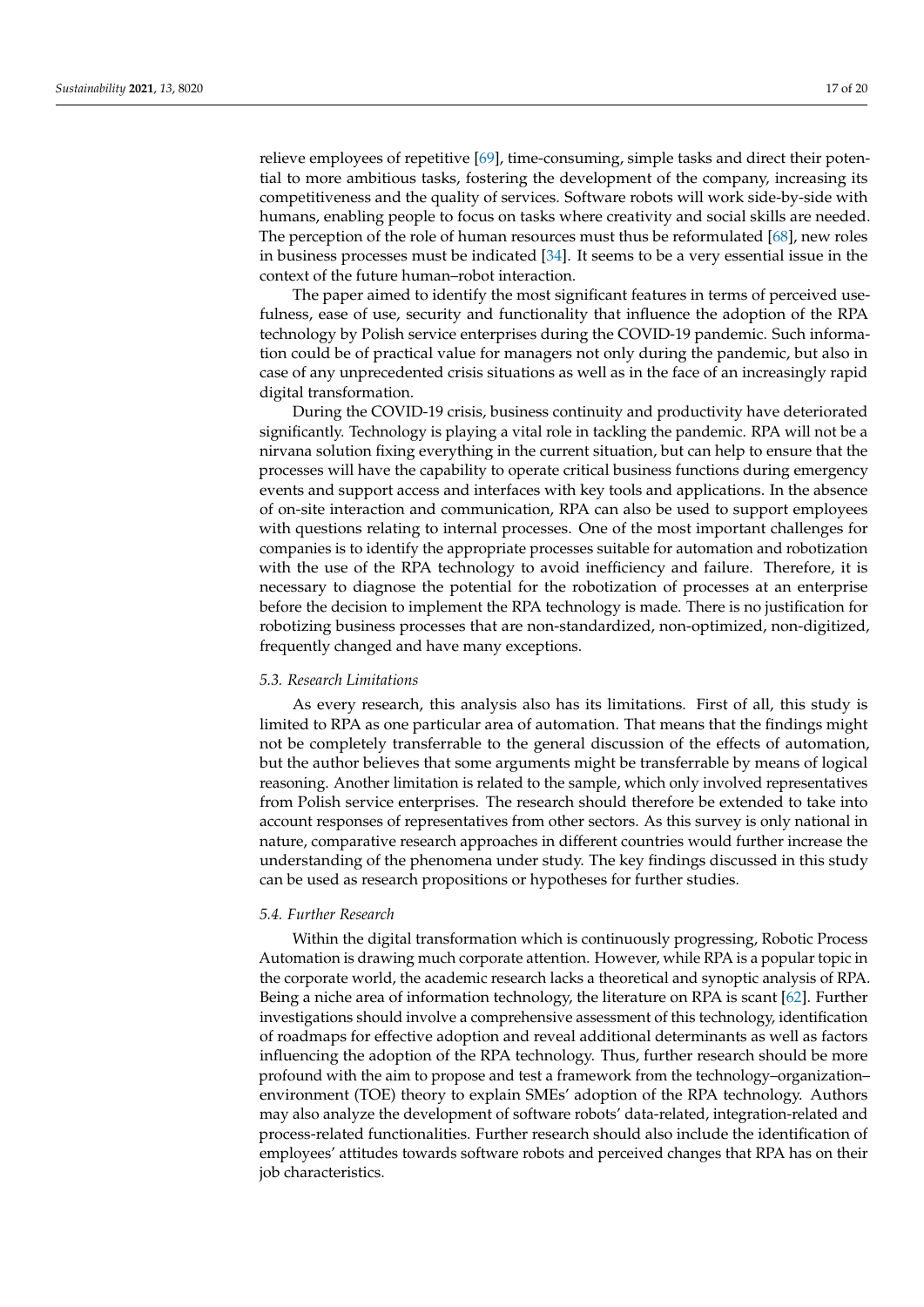relieve employees of repetitive [69], time-consuming, simple tasks and direct their potential to more ambitious tasks, fostering the development of the company, increasing its competitiveness and the quality of services. Software robots will work side-by-side with humans, enabling people to focus on tasks where creativity and social skills are needed. The perception of the role of human resources must thus be reformulated [68], new roles in business processes must be indicated [34]. It seems to be a very essential issue in the context of the future human–robot interaction.

The paper aimed to identify the most significant features in terms of perceived usefulness, ease of use, security and functionality that influence the adoption of the RPA technology by Polish service enterprises during the COVID-19 pandemic. Such information could be of practical value for managers not only during the pandemic, but also in case of any unprecedented crisis situations as well as in the face of an increasingly rapid digital transformation.

During the COVID-19 crisis, business continuity and productivity have deteriorated significantly. Technology is playing a vital role in tackling the pandemic. RPA will not be a nirvana solution fixing everything in the current situation, but can help to ensure that the processes will have the capability to operate critical business functions during emergency events and support access and interfaces with key tools and applications. In the absence of on-site interaction and communication, RPA can also be used to support employees with questions relating to internal processes. One of the most important challenges for companies is to identify the appropriate processes suitable for automation and robotization with the use of the RPA technology to avoid inefficiency and failure. Therefore, it is necessary to diagnose the potential for the robotization of processes at an enterprise before the decision to implement the RPA technology is made. There is no justification for robotizing business processes that are non-standardized, non-optimized, non-digitized, frequently changed and have many exceptions.

### *5.3. Research Limitations*

As every research, this analysis also has its limitations. First of all, this study is limited to RPA as one particular area of automation. That means that the findings might not be completely transferrable to the general discussion of the effects of automation, but the author believes that some arguments might be transferrable by means of logical reasoning. Another limitation is related to the sample, which only involved representatives from Polish service enterprises. The research should therefore be extended to take into account responses of representatives from other sectors. As this survey is only national in nature, comparative research approaches in different countries would further increase the understanding of the phenomena under study. The key findings discussed in this study can be used as research propositions or hypotheses for further studies.

### *5.4. Further Research*

Within the digital transformation which is continuously progressing, Robotic Process Automation is drawing much corporate attention. However, while RPA is a popular topic in the corporate world, the academic research lacks a theoretical and synoptic analysis of RPA. Being a niche area of information technology, the literature on RPA is scant [62]. Further investigations should involve a comprehensive assessment of this technology, identification of roadmaps for effective adoption and reveal additional determinants as well as factors influencing the adoption of the RPA technology. Thus, further research should be more profound with the aim to propose and test a framework from the technology–organization–environment (TOE) theory to explain SMEs' adoption of the RPA technology. Authors may also analyze the development of software robots' data-related, integration-related and process-related functionalities. Further research should also include the identification of employees' attitudes towards software robots and perceived changes that RPA has on their job characteristics.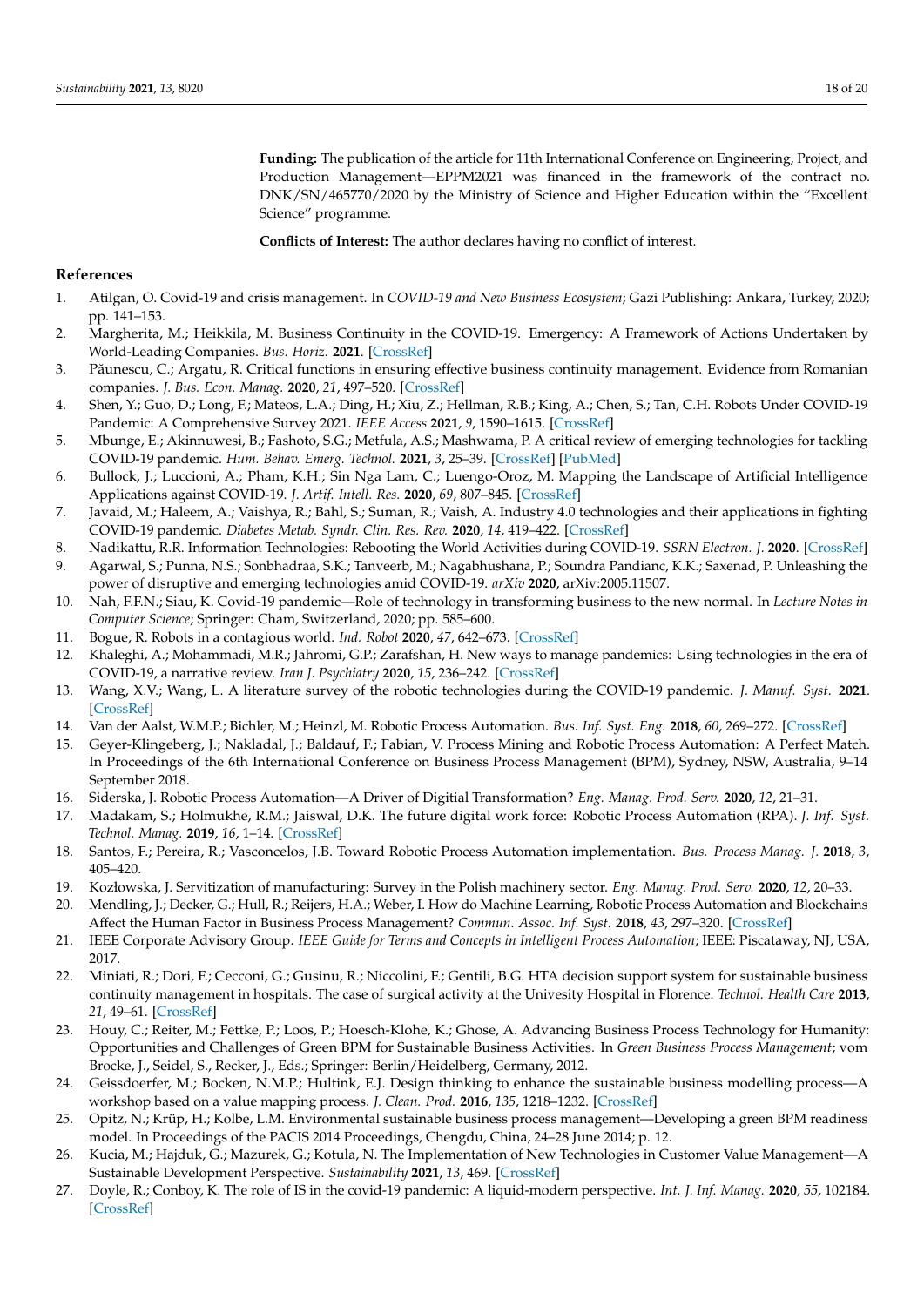**Funding:** The publication of the article for 11th International Conference on Engineering, Project, and Production Management—EPPM2021 was financed in the framework of the contract no. DNK/SN/465770/2020 by the Ministry of Science and Higher Education within the "Excellent Science" programme.

**Conflicts of Interest:** The author declares having no conflict of interest.

## References

1. Atilgan, O. Covid-19 and crisis management. In *COVID-19 and New Business Ecosystem*; Gazi Publishing: Ankara, Turkey, 2020; pp. 141–153.
2. Margherita, M.; Heikkila, M. Business Continuity in the COVID-19. Emergency: A Framework of Actions Undertaken by World-Leading Companies. *Bus. Horiz.* **2021**. [CrossRef]
3. Păunescu, C.; Argatu, R. Critical functions in ensuring effective business continuity management. Evidence from Romanian companies. *J. Bus. Econ. Manag.* **2020**, *21*, 497–520. [CrossRef]
4. Shen, Y.; Guo, D.; Long, F.; Mateos, L.A.; Ding, H.; Xiu, Z.; Hellman, R.B.; King, A.; Chen, S.; Tan, C.H. Robots Under COVID-19 Pandemic: A Comprehensive Survey 2021. *IEEE Access* **2021**, *9*, 1590–1615. [CrossRef]
5. Mbunge, E.; Akinnuwesi, B.; Fashoto, S.G.; Metfula, A.S.; Mashwama, P. A critical review of emerging technologies for tackling COVID-19 pandemic. *Hum. Behav. Emerg. Technol.* **2021**, *3*, 25–39. [CrossRef] [PubMed]
6. Bullock, J.; Luccioni, A.; Pham, K.H.; Sin Nga Lam, C.; Luengo-Oroz, M. Mapping the Landscape of Artificial Intelligence Applications against COVID-19. *J. Artif. Intell. Res.* **2020**, *69*, 807–845. [CrossRef]
7. Javaid, M.; Haleem, A.; Vaishya, R.; Bahl, S.; Suman, R.; Vaish, A. Industry 4.0 technologies and their applications in fighting COVID-19 pandemic. *Diabetes Metab. Syndr. Clin. Res. Rev.* **2020**, *14*, 419–422. [CrossRef]
8. Nadikattu, R.R. Information Technologies: Rebooting the World Activities during COVID-19. *SSRN Electron. J.* **2020**. [CrossRef]
9. Agarwal, S.; Punna, N.S.; Sonbhadraa, S.K.; Tanveerb, M.; Nagabhushana, P.; Soundra Pandianc, K.K.; Saxenad, P. Unleashing the power of disruptive and emerging technologies amid COVID-19. *arXiv* **2020**, arXiv:2005.11507.
10. Nah, F.F.N.; Siau, K. Covid-19 pandemic—Role of technology in transforming business to the new normal. In *Lecture Notes in Computer Science*; Springer: Cham, Switzerland, 2020; pp. 585–600.
11. Bogue, R. Robots in a contagious world. *Ind. Robot* **2020**, *47*, 642–673. [CrossRef]
12. Khaleghi, A.; Mohammadi, M.R.; Jahromi, G.P.; Zarafshan, H. New ways to manage pandemics: Using technologies in the era of COVID-19, a narrative review. *Iran J. Psychiatry* **2020**, *15*, 236–242. [CrossRef]
13. Wang, X.V.; Wang, L. A literature survey of the robotic technologies during the COVID-19 pandemic. *J. Manuf. Syst.* **2021**. [CrossRef]
14. Van der Aalst, W.M.P.; Bichler, M.; Heinzl, M. Robotic Process Automation. *Bus. Inf. Syst. Eng.* **2018**, *60*, 269–272. [CrossRef]
15. Geyer-Klingeberg, J.; Nakladal, J.; Baldauf, F.; Fabian, V. Process Mining and Robotic Process Automation: A Perfect Match. In Proceedings of the 6th International Conference on Business Process Management (BPM), Sydney, NSW, Australia, 9–14 September 2018.
16. Siderska, J. Robotic Process Automation—A Driver of Digitial Transformation? *Eng. Manag. Prod. Serv.* **2020**, *12*, 21–31.
17. Madakam, S.; Holmukhe, R.M.; Jaiswal, D.K. The future digital work force: Robotic Process Automation (RPA). *J. Inf. Syst. Technol. Manag.* **2019**, *16*, 1–14. [CrossRef]
18. Santos, F.; Pereira, R.; Vasconcelos, J.B. Toward Robotic Process Automation implementation. *Bus. Process Manag. J.* **2018**, *3*, 405–420.
19. Kozłowska, J. Servitization of manufacturing: Survey in the Polish machinery sector. *Eng. Manag. Prod. Serv.* **2020**, *12*, 20–33.
20. Mendling, J.; Decker, G.; Hull, R.; Reijers, H.A.; Weber, I. How do Machine Learning, Robotic Process Automation and Blockchains Affect the Human Factor in Business Process Management? *Commun. Assoc. Inf. Syst.* **2018**, *43*, 297–320. [CrossRef]
21. IEEE Corporate Advisory Group. *IEEE Guide for Terms and Concepts in Intelligent Process Automation*; IEEE: Piscataway, NJ, USA, 2017.
22. Miniati, R.; Dori, F.; Cecconi, G.; Gusinu, R.; Niccolini, F.; Gentili, B.G. HTA decision support system for sustainable business continuity management in hospitals. The case of surgical activity at the Univesity Hospital in Florence. *Technol. Health Care* **2013**, *21*, 49–61. [CrossRef]
23. Houy, C.; Reiter, M.; Fettke, P.; Loos, P.; Hoesch-Klohe, K.; Ghose, A. Advancing Business Process Technology for Humanity: Opportunities and Challenges of Green BPM for Sustainable Business Activities. In *Green Business Process Management*; vom Brocke, J., Seidel, S., Recker, J., Eds.; Springer: Berlin/Heidelberg, Germany, 2012.
24. Geissdoerfer, M.; Bocken, N.M.P.; Hultink, E.J. Design thinking to enhance the sustainable business modelling process—A workshop based on a value mapping process. *J. Clean. Prod.* **2016**, *135*, 1218–1232. [CrossRef]
25. Opitz, N.; Krüp, H.; Kolbe, L.M. Environmental sustainable business process management—Developing a green BPM readiness model. In Proceedings of the PACIS 2014 Proceedings, Chengdu, China, 24–28 June 2014; p. 12.
26. Kucia, M.; Hajduk, G.; Mazurek, G.; Kotula, N. The Implementation of New Technologies in Customer Value Management—A Sustainable Development Perspective. *Sustainability* **2021**, *13*, 469. [CrossRef]
27. Doyle, R.; Conboy, K. The role of IS in the covid-19 pandemic: A liquid-modern perspective. *Int. J. Inf. Manag.* **2020**, *55*, 102184. [CrossRef]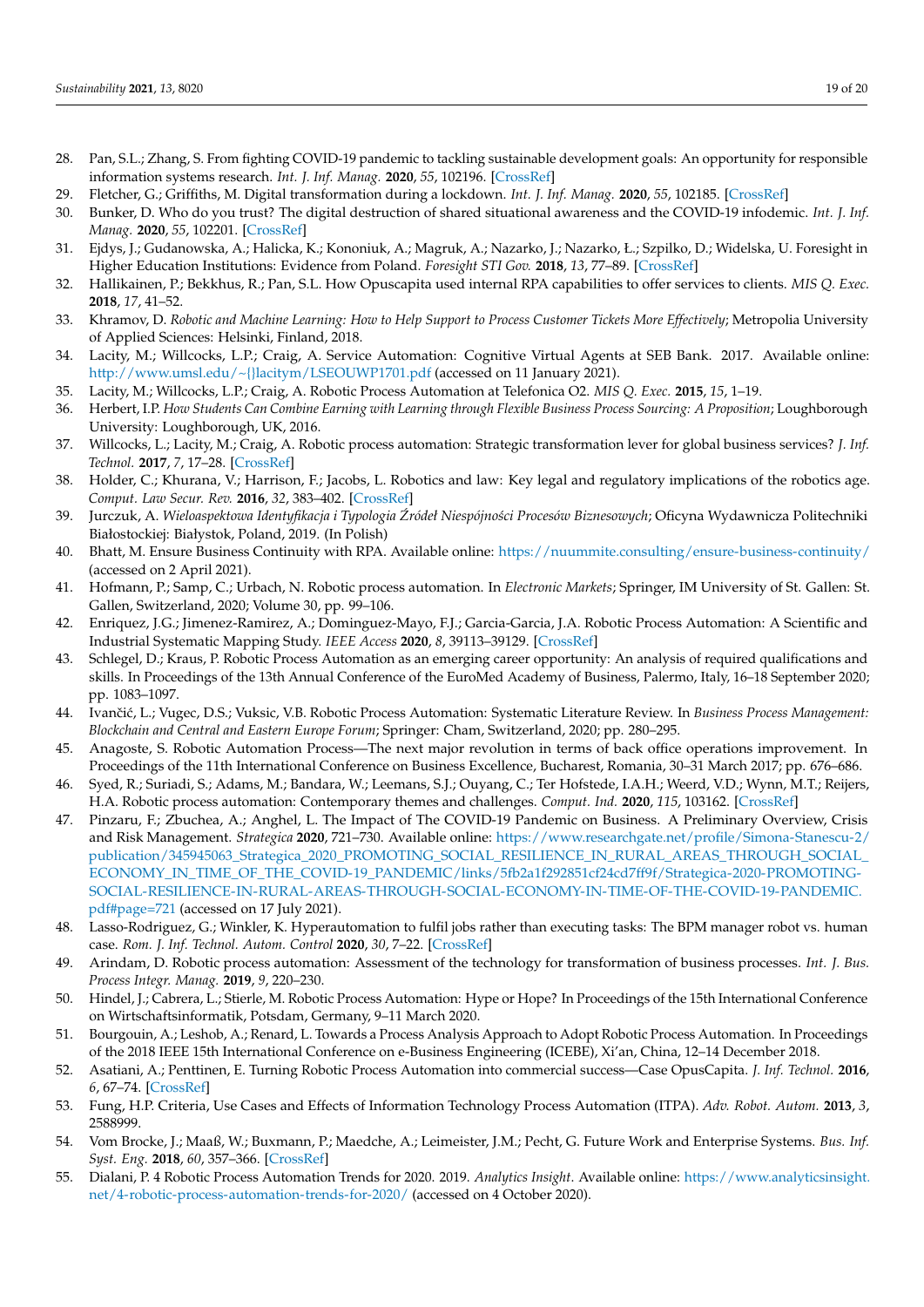28. Pan, S.L.; Zhang, S. From fighting COVID-19 pandemic to tackling sustainable development goals: An opportunity for responsible information systems research. *Int. J. Inf. Manag.* **2020**, *55*, 102196. [CrossRef]
29. Fletcher, G.; Griffiths, M. Digital transformation during a lockdown. *Int. J. Inf. Manag.* **2020**, *55*, 102185. [CrossRef]
30. Bunker, D. Who do you trust? The digital destruction of shared situational awareness and the COVID-19 infodemic. *Int. J. Inf. Manag.* **2020**, *55*, 102201. [CrossRef]
31. Ejdys, J.; Gudanowska, A.; Halicka, K.; Kononiuk, A.; Magruk, A.; Nazarko, J.; Nazarko, Ł.; Szpilko, D.; Widelska, U. Foresight in Higher Education Institutions: Evidence from Poland. *Foresight STI Gov.* **2018**, *13*, 77–89. [CrossRef]
32. Hallikainen, P.; Bekkhus, R.; Pan, S.L. How Opuscapita used internal RPA capabilities to offer services to clients. *MIS Q. Exec.* **2018**, *17*, 41–52.
33. Khramov, D. *Robotic and Machine Learning: How to Help Support to Process Customer Tickets More Effectively*; Metropolia University of Applied Sciences: Helsinki, Finland, 2018.
34. Lacity, M.; Willcocks, L.P.; Craig, A. Service Automation: Cognitive Virtual Agents at SEB Bank. 2017. Available online: http://www.umsl.edu/~{}lacitym/LSEOUWP1701.pdf (accessed on 11 January 2021).
35. Lacity, M.; Willcocks, L.P.; Craig, A. Robotic Process Automation at Telefonica O2. *MIS Q. Exec.* **2015**, *15*, 1–19.
36. Herbert, I.P. *How Students Can Combine Earning with Learning through Flexible Business Process Sourcing: A Proposition*; Loughborough University: Loughborough, UK, 2016.
37. Willcocks, L.; Lacity, M.; Craig, A. Robotic process automation: Strategic transformation lever for global business services? *J. Inf. Technol.* **2017**, *7*, 17–28. [CrossRef]
38. Holder, C.; Khurana, V.; Harrison, F.; Jacobs, L. Robotics and law: Key legal and regulatory implications of the robotics age. *Comput. Law Secur. Rev.* **2016**, *32*, 383–402. [CrossRef]
39. Jurczuk, A. *Wieloaspektowa Identyfikacja i Typologia Źródeł Niespójności Procesów Biznesowych*; Oficyna Wydawnicza Politechniki Białostockiej: Białystok, Poland, 2019. (In Polish)
40. Bhatt, M. Ensure Business Continuity with RPA. Available online: https://nuummite.consulting/ensure-business-continuity/ (accessed on 2 April 2021).
41. Hofmann, P.; Samp, C.; Urbach, N. Robotic process automation. In *Electronic Markets*; Springer, IM University of St. Gallen: St. Gallen, Switzerland, 2020; Volume 30, pp. 99–106.
42. Enriquez, J.G.; Jimenez-Ramirez, A.; Dominguez-Mayo, F.J.; Garcia-Garcia, J.A. Robotic Process Automation: A Scientific and Industrial Systematic Mapping Study. *IEEE Access* **2020**, *8*, 39113–39129. [CrossRef]
43. Schlegel, D.; Kraus, P. Robotic Process Automation as an emerging career opportunity: An analysis of required qualifications and skills. In Proceedings of the 13th Annual Conference of the EuroMed Academy of Business, Palermo, Italy, 16–18 September 2020; pp. 1083–1097.
44. Ivančić, L.; Vugec, D.S.; Vuksic, V.B. Robotic Process Automation: Systematic Literature Review. In *Business Process Management: Blockchain and Central and Eastern Europe Forum*; Springer: Cham, Switzerland, 2020; pp. 280–295.
45. Anagoste, S. Robotic Automation Process—The next major revolution in terms of back office operations improvement. In Proceedings of the 11th International Conference on Business Excellence, Bucharest, Romania, 30–31 March 2017; pp. 676–686.
46. Syed, R.; Suriadi, S.; Adams, M.; Bandara, W.; Leemans, S.J.; Ouyang, C.; Ter Hofstede, I.A.H.; Weerd, V.D.; Wynn, M.T.; Reijers, H.A. Robotic process automation: Contemporary themes and challenges. *Comput. Ind.* **2020**, *115*, 103162. [CrossRef]
47. Pinzaru, F.; Zbuchea, A.; Anghel, L. The Impact of The COVID-19 Pandemic on Business. A Preliminary Overview, Crisis and Risk Management. *Strategica* **2020**, 721–730. Available online: https://www.researchgate.net/profile/Simona-Stanescu-2/publication/345945063_Strategica_2020_PROMOTING_SOCIAL_RESILIENCE_IN_RURAL_AREAS_THROUGH_SOCIAL_ECONOMY_IN_TIME_OF_THE_COVID-19_PANDEMIC/links/5fb2a1f292851cf24cd7ff9f/Strategica-2020-PROMOTING-SOCIAL-RESILIENCE-IN-RURAL-AREAS-THROUGH-SOCIAL-ECONOMY-IN-TIME-OF-THE-COVID-19-PANDEMIC.pdf#page=721 (accessed on 17 July 2021).
48. Lasso-Rodriguez, G.; Winkler, K. Hyperautomation to fulfil jobs rather than executing tasks: The BPM manager robot vs. human case. *Rom. J. Inf. Technol. Autom. Control* **2020**, *30*, 7–22. [CrossRef]
49. Arindam, D. Robotic process automation: Assessment of the technology for transformation of business processes. *Int. J. Bus. Process Integr. Manag.* **2019**, *9*, 220–230.
50. Hindel, J.; Cabrera, L.; Stierle, M. Robotic Process Automation: Hype or Hope? In Proceedings of the 15th International Conference on Wirtschaftsinformatik, Potsdam, Germany, 9–11 March 2020.
51. Bourgouin, A.; Leshob, A.; Renard, L. Towards a Process Analysis Approach to Adopt Robotic Process Automation. In Proceedings of the 2018 IEEE 15th International Conference on e-Business Engineering (ICEBE), Xi'an, China, 12–14 December 2018.
52. Asatiani, A.; Penttinen, E. Turning Robotic Process Automation into commercial success—Case OpusCapita. *J. Inf. Technol.* **2016**, *6*, 67–74. [CrossRef]
53. Fung, H.P. Criteria, Use Cases and Effects of Information Technology Process Automation (ITPA). *Adv. Robot. Autom.* **2013**, *3*, 2588999.
54. Vom Brocke, J.; Maaß, W.; Buxmann, P.; Maedche, A.; Leimeister, J.M.; Pecht, G. Future Work and Enterprise Systems. *Bus. Inf. Syst. Eng.* **2018**, *60*, 357–366. [CrossRef]
55. Dialani, P. 4 Robotic Process Automation Trends for 2020. 2019. *Analytics Insight*. Available online: https://www.analyticsinsight.net/4-robotic-process-automation-trends-for-2020/ (accessed on 4 October 2020).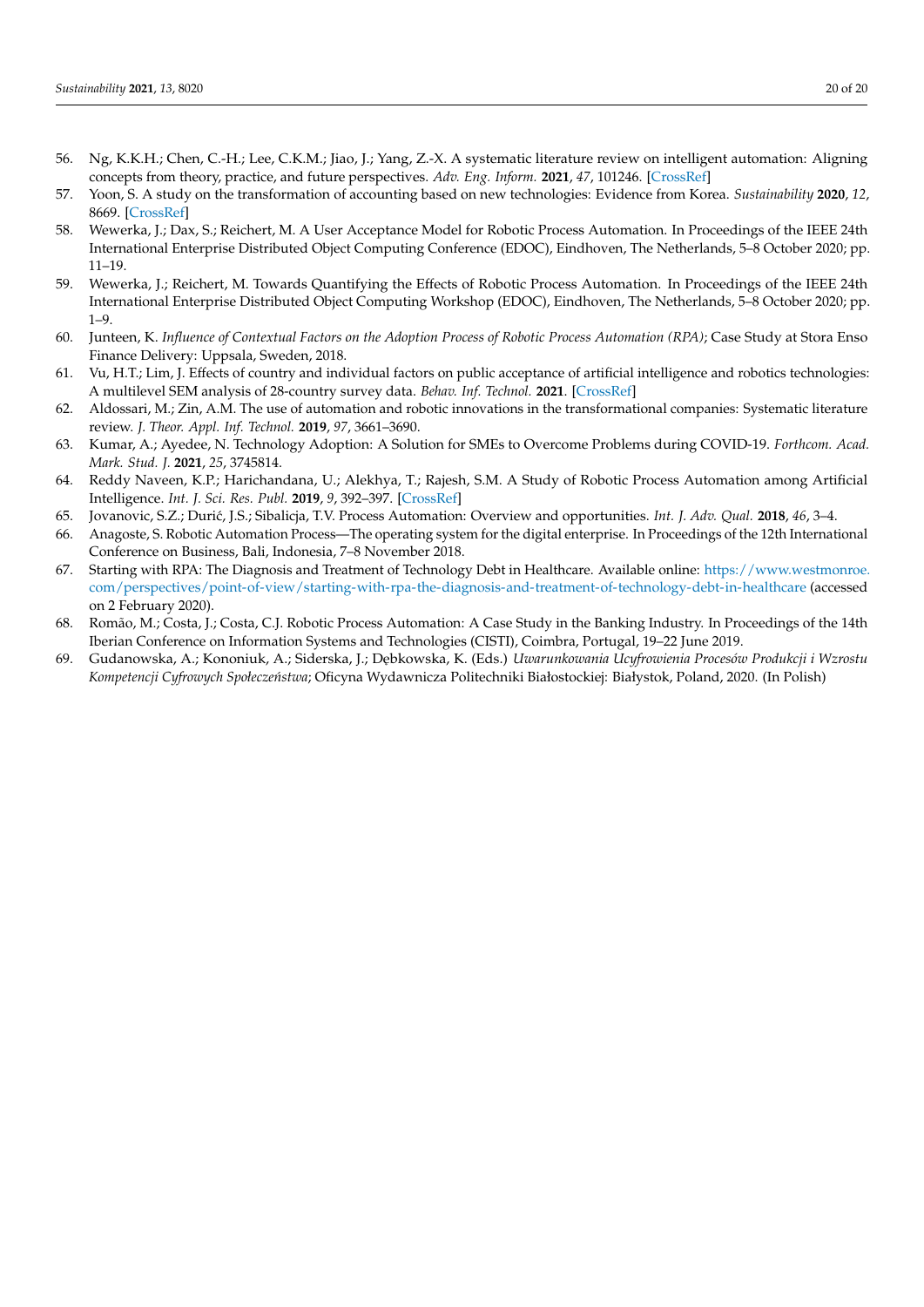56. Ng, K.K.H.; Chen, C.-H.; Lee, C.K.M.; Jiao, J.; Yang, Z.-X. A systematic literature review on intelligent automation: Aligning concepts from theory, practice, and future perspectives. *Adv. Eng. Inform.* **2021**, *47*, 101246. [CrossRef]
57. Yoon, S. A study on the transformation of accounting based on new technologies: Evidence from Korea. *Sustainability* **2020**, *12*, 8669. [CrossRef]
58. Wewerka, J.; Dax, S.; Reichert, M. A User Acceptance Model for Robotic Process Automation. In Proceedings of the IEEE 24th International Enterprise Distributed Object Computing Conference (EDOC), Eindhoven, The Netherlands, 5–8 October 2020; pp. 11–19.
59. Wewerka, J.; Reichert, M. Towards Quantifying the Effects of Robotic Process Automation. In Proceedings of the IEEE 24th International Enterprise Distributed Object Computing Workshop (EDOC), Eindhoven, The Netherlands, 5–8 October 2020; pp. 1–9.
60. Junteen, K. *Influence of Contextual Factors on the Adoption Process of Robotic Process Automation (RPA)*; Case Study at Stora Enso Finance Delivery: Uppsala, Sweden, 2018.
61. Vu, H.T.; Lim, J. Effects of country and individual factors on public acceptance of artificial intelligence and robotics technologies: A multilevel SEM analysis of 28-country survey data. *Behav. Inf. Technol.* **2021**. [CrossRef]
62. Aldossari, M.; Zin, A.M. The use of automation and robotic innovations in the transformational companies: Systematic literature review. *J. Theor. Appl. Inf. Technol.* **2019**, *97*, 3661–3690.
63. Kumar, A.; Ayedee, N. Technology Adoption: A Solution for SMEs to Overcome Problems during COVID-19. *Forthcom. Acad. Mark. Stud. J.* **2021**, *25*, 3745814.
64. Reddy Naveen, K.P.; Harichandana, U.; Alekhya, T.; Rajesh, S.M. A Study of Robotic Process Automation among Artificial Intelligence. *Int. J. Sci. Res. Publ.* **2019**, *9*, 392–397. [CrossRef]
65. Jovanovic, S.Z.; Durić, J.S.; Sibalicja, T.V. Process Automation: Overview and opportunities. *Int. J. Adv. Qual.* **2018**, *46*, 3–4.
66. Anagoste, S. Robotic Automation Process—The operating system for the digital enterprise. In Proceedings of the 12th International Conference on Business, Bali, Indonesia, 7–8 November 2018.
67. Starting with RPA: The Diagnosis and Treatment of Technology Debt in Healthcare. Available online: https://www.westmonroe.com/perspectives/point-of-view/starting-with-rpa-the-diagnosis-and-treatment-of-technology-debt-in-healthcare (accessed on 2 February 2020).
68. Romão, M.; Costa, J.; Costa, C.J. Robotic Process Automation: A Case Study in the Banking Industry. In Proceedings of the 14th Iberian Conference on Information Systems and Technologies (CISTI), Coimbra, Portugal, 19–22 June 2019.
69. Gudanowska, A.; Kononiuk, A.; Siderska, J.; Dębkowska, K. (Eds.) *Uwarunkowania Ucyfrowienia Procesów Produkcji i Wzrostu Kompetencji Cyfrowych Społeczeństwa*; Oficyna Wydawnicza Politechniki Białostockiej: Białystok, Poland, 2020. (In Polish)